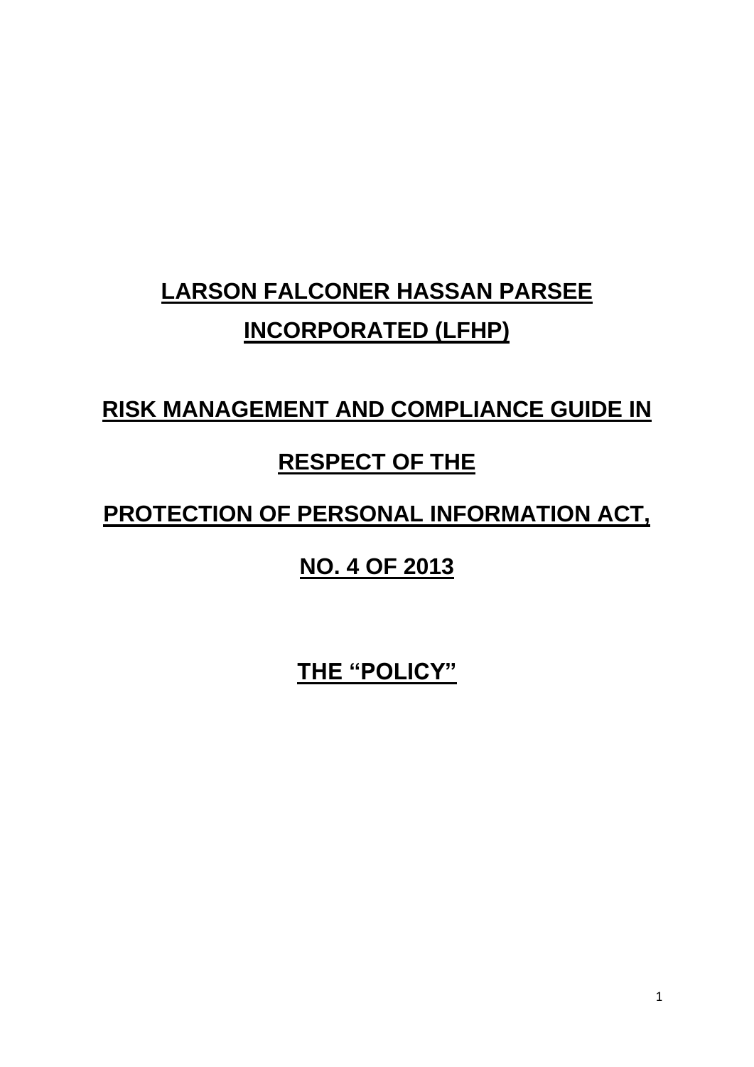# **LARSON FALCONER HASSAN PARSEE INCORPORATED (LFHP)**

## **RISK MANAGEMENT AND COMPLIANCE GUIDE IN RESPECT OF THE PROTECTION OF PERSONAL INFORMATION ACT, NO. 4 OF 2013**

## **THE "POLICY"**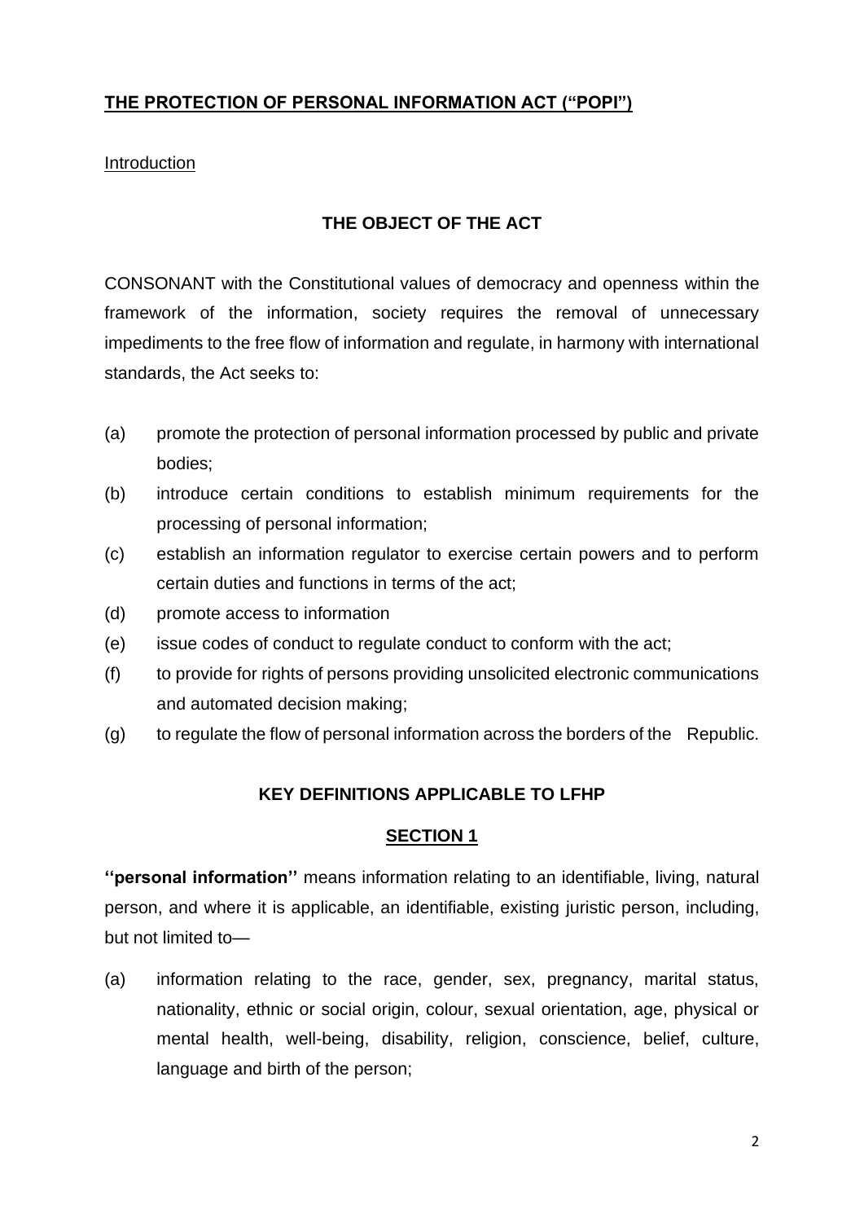## **THE PROTECTION OF PERSONAL INFORMATION ACT ("POPI")**

Introduction

### **THE OBJECT OF THE ACT**

CONSONANT with the Constitutional values of democracy and openness within the framework of the information, society requires the removal of unnecessary impediments to the free flow of information and regulate, in harmony with international standards, the Act seeks to:

(a) promote the protection of personal information processed by public and private bodies;

(b) introduce certain conditions to establish minimum requirements for the processing of personal information;

(c) establish an information regulator to exercise certain powers and to perform certain duties and functions in terms of the act;

(d) promote access to information

(e) issue codes of conduct to regulate conduct to conform with the act;

(f) to provide for rights of persons providing unsolicited electronic communications and automated decision making;

(g) to regulate the flow of personal information across the borders of the Republic.

### **KEY DEFINITIONS APPLICABLE TO LFHP**

### **SECTION 1**

**''personal information''** means information relating to an identifiable, living, natural person, and where it is applicable, an identifiable, existing juristic person, including, but not limited to—

(a) information relating to the race, gender, sex, pregnancy, marital status, nationality, ethnic or social origin, colour, sexual orientation, age, physical or mental health, well-being, disability, religion, conscience, belief, culture, language and birth of the person;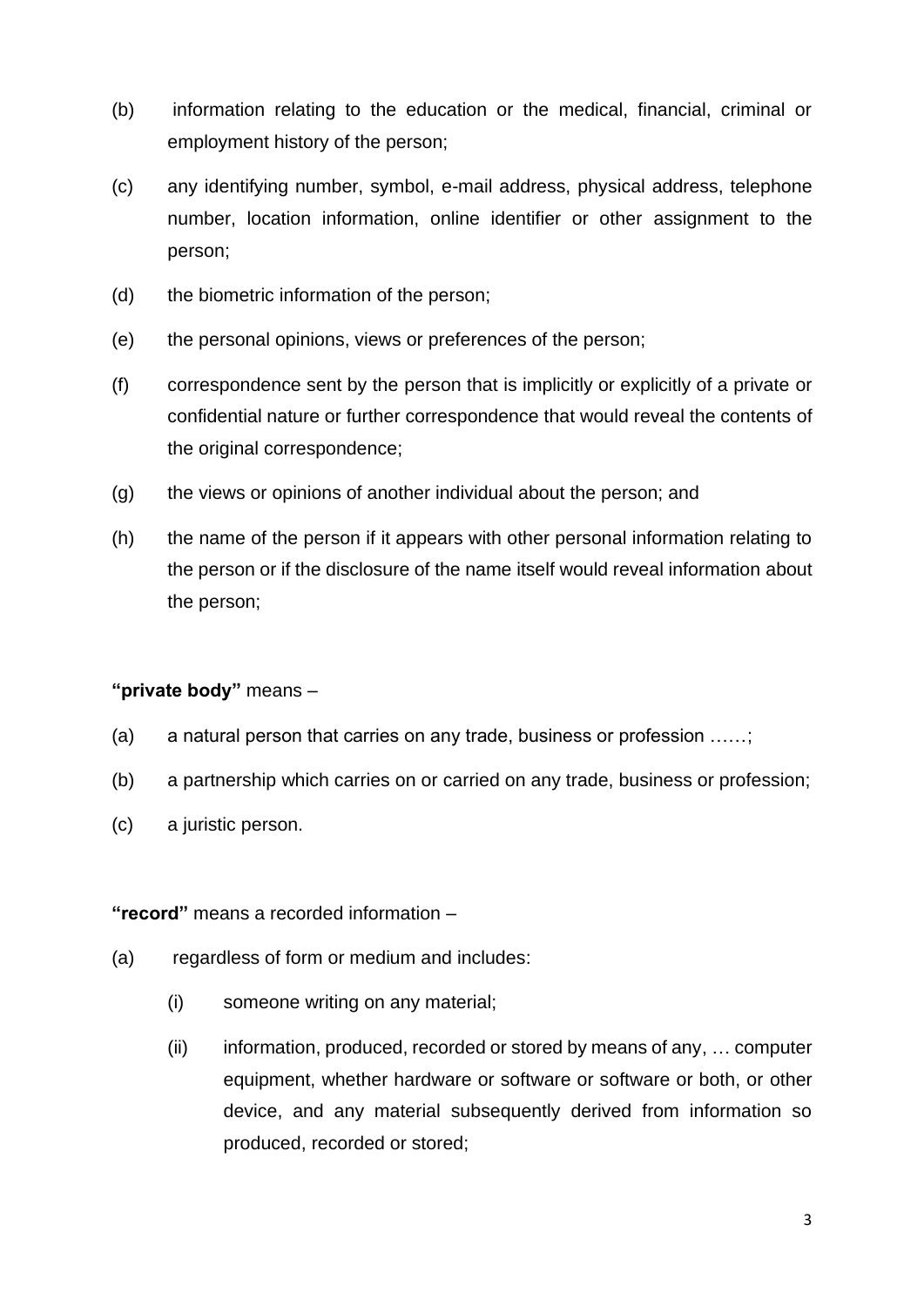(b) information relating to the education or the medical, financial, criminal or employment history of the person;

(c) any identifying number, symbol, e-mail address, physical address, telephone number, location information, online identifier or other assignment to the person;

(d) the biometric information of the person;

(e) the personal opinions, views or preferences of the person;

(f) correspondence sent by the person that is implicitly or explicitly of a private or confidential nature or further correspondence that would reveal the contents of the original correspondence;

(g) the views or opinions of another individual about the person; and

(h) the name of the person if it appears with other personal information relating to the person or if the disclosure of the name itself would reveal information about the person;

**"private body"** means –

(a) a natural person that carries on any trade, business or profession ……;

(b) a partnership which carries on or carried on any trade, business or profession;

(c) a juristic person.

**"record"** means a recorded information –

(a) regardless of form or medium and includes:

  (i) someone writing on any material;

  (ii) information, produced, recorded or stored by means of any, … computer equipment, whether hardware or software or software or both, or other device, and any material subsequently derived from information so produced, recorded or stored;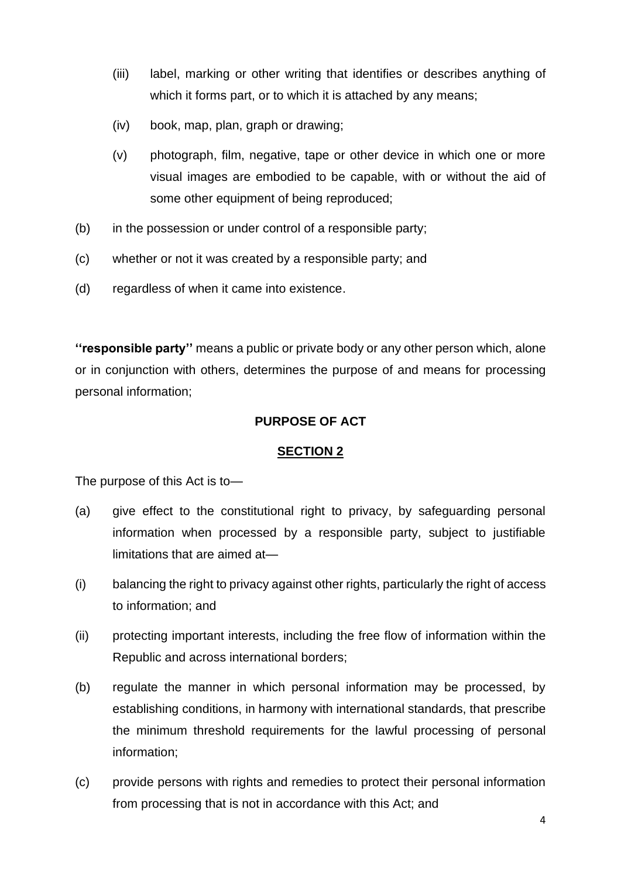(iii) label, marking or other writing that identifies or describes anything of which it forms part, or to which it is attached by any means;

(iv) book, map, plan, graph or drawing;

(v) photograph, film, negative, tape or other device in which one or more visual images are embodied to be capable, with or without the aid of some other equipment of being reproduced;

(b) in the possession or under control of a responsible party;

(c) whether or not it was created by a responsible party; and

(d) regardless of when it came into existence.

**''responsible party''** means a public or private body or any other person which, alone or in conjunction with others, determines the purpose of and means for processing personal information;

**PURPOSE OF ACT**

**SECTION 2**

The purpose of this Act is to—

(a) give effect to the constitutional right to privacy, by safeguarding personal information when processed by a responsible party, subject to justifiable limitations that are aimed at—

(i) balancing the right to privacy against other rights, particularly the right of access to information; and

(ii) protecting important interests, including the free flow of information within the Republic and across international borders;

(b) regulate the manner in which personal information may be processed, by establishing conditions, in harmony with international standards, that prescribe the minimum threshold requirements for the lawful processing of personal information;

(c) provide persons with rights and remedies to protect their personal information from processing that is not in accordance with this Act; and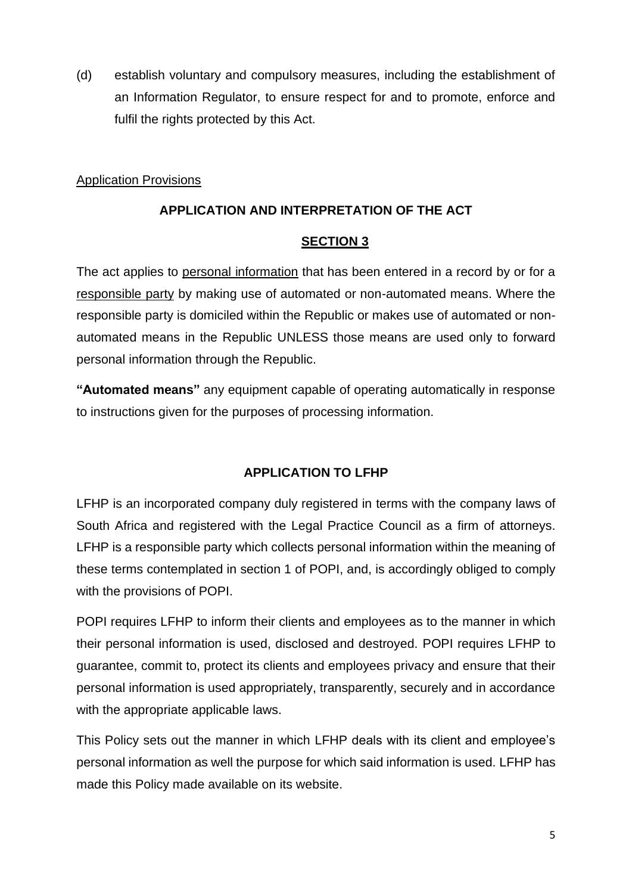(d) establish voluntary and compulsory measures, including the establishment of an Information Regulator, to ensure respect for and to promote, enforce and fulfil the rights protected by this Act.

<u>Application Provisions</u>

**APPLICATION AND INTERPRETATION OF THE ACT**

**<u>SECTION 3</u>**

The act applies to <u>personal information</u> that has been entered in a record by or for a <u>responsible party</u> by making use of automated or non-automated means. Where the responsible party is domiciled within the Republic or makes use of automated or non-automated means in the Republic UNLESS those means are used only to forward personal information through the Republic.

**"Automated means"** any equipment capable of operating automatically in response to instructions given for the purposes of processing information.

**APPLICATION TO LFHP**

LFHP is an incorporated company duly registered in terms with the company laws of South Africa and registered with the Legal Practice Council as a firm of attorneys. LFHP is a responsible party which collects personal information within the meaning of these terms contemplated in section 1 of POPI, and, is accordingly obliged to comply with the provisions of POPI.

POPI requires LFHP to inform their clients and employees as to the manner in which their personal information is used, disclosed and destroyed. POPI requires LFHP to guarantee, commit to, protect its clients and employees privacy and ensure that their personal information is used appropriately, transparently, securely and in accordance with the appropriate applicable laws.

This Policy sets out the manner in which LFHP deals with its client and employee's personal information as well the purpose for which said information is used. LFHP has made this Policy made available on its website.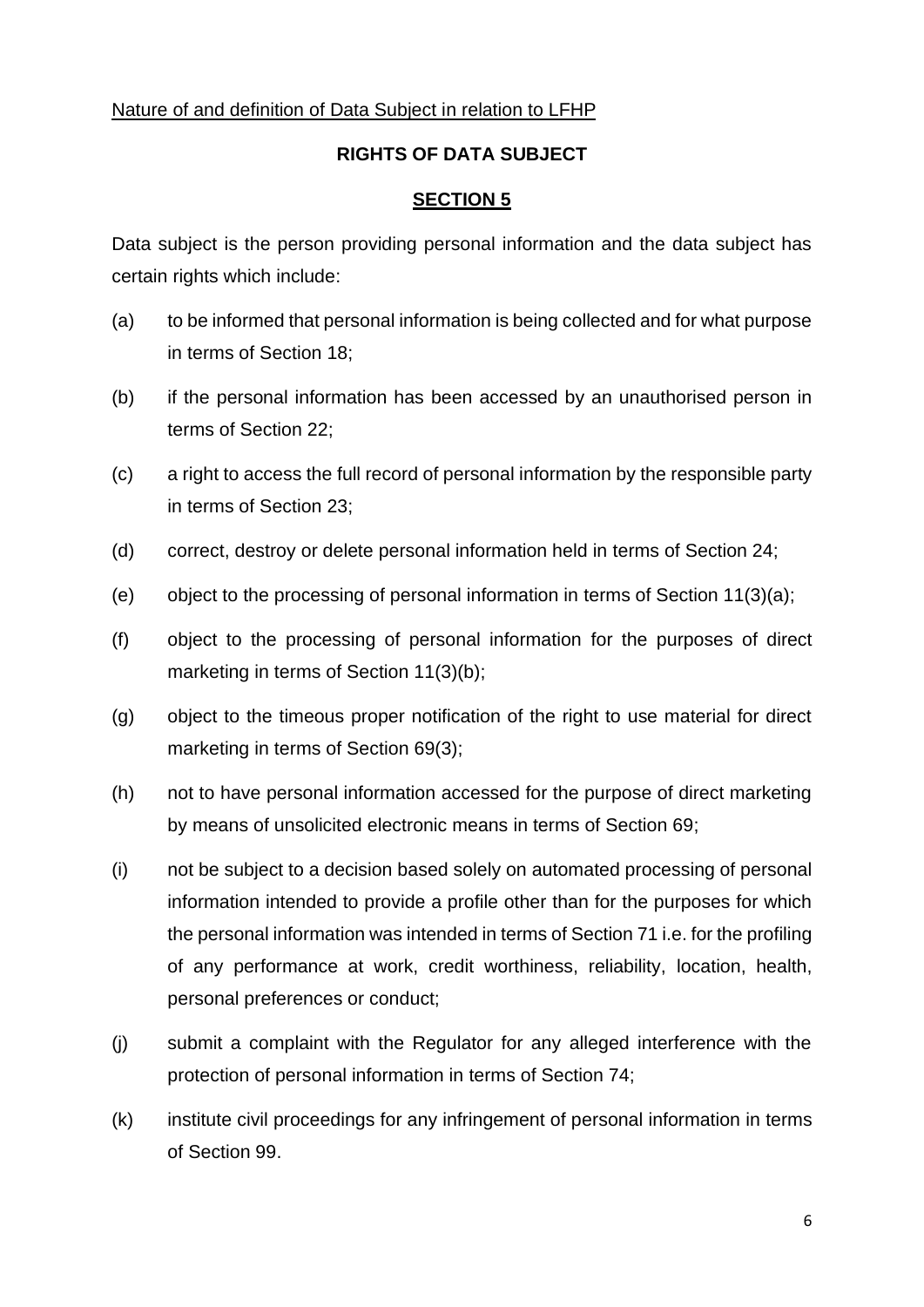<u>Nature of and definition of Data Subject in relation to LFHP</u>

**RIGHTS OF DATA SUBJECT**

**<u>SECTION 5</u>**

Data subject is the person providing personal information and the data subject has certain rights which include:

(a) to be informed that personal information is being collected and for what purpose in terms of Section 18;

(b) if the personal information has been accessed by an unauthorised person in terms of Section 22;

(c) a right to access the full record of personal information by the responsible party in terms of Section 23;

(d) correct, destroy or delete personal information held in terms of Section 24;

(e) object to the processing of personal information in terms of Section 11(3)(a);

(f) object to the processing of personal information for the purposes of direct marketing in terms of Section 11(3)(b);

(g) object to the timeous proper notification of the right to use material for direct marketing in terms of Section 69(3);

(h) not to have personal information accessed for the purpose of direct marketing by means of unsolicited electronic means in terms of Section 69;

(i) not be subject to a decision based solely on automated processing of personal information intended to provide a profile other than for the purposes for which the personal information was intended in terms of Section 71 i.e. for the profiling of any performance at work, credit worthiness, reliability, location, health, personal preferences or conduct;

(j) submit a complaint with the Regulator for any alleged interference with the protection of personal information in terms of Section 74;

(k) institute civil proceedings for any infringement of personal information in terms of Section 99.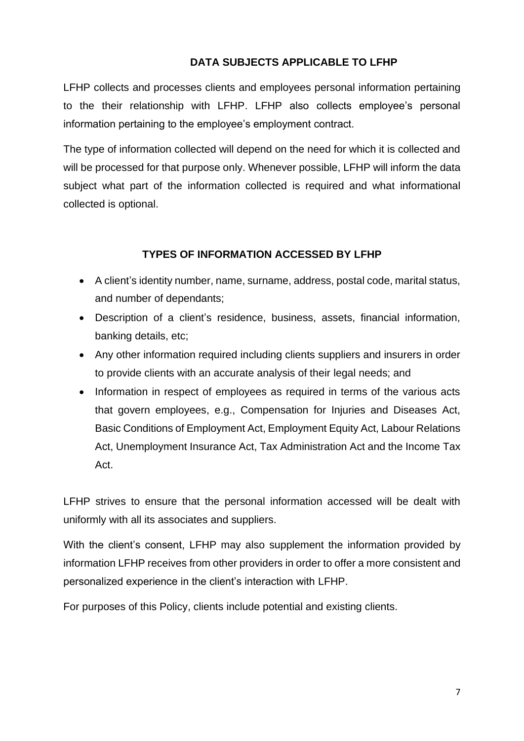## DATA SUBJECTS APPLICABLE TO LFHP

LFHP collects and processes clients and employees personal information pertaining to the their relationship with LFHP. LFHP also collects employee's personal information pertaining to the employee's employment contract.

The type of information collected will depend on the need for which it is collected and will be processed for that purpose only. Whenever possible, LFHP will inform the data subject what part of the information collected is required and what informational collected is optional.

## TYPES OF INFORMATION ACCESSED BY LFHP

- A client's identity number, name, surname, address, postal code, marital status, and number of dependants;
- Description of a client's residence, business, assets, financial information, banking details, etc;
- Any other information required including clients suppliers and insurers in order to provide clients with an accurate analysis of their legal needs; and
- Information in respect of employees as required in terms of the various acts that govern employees, e.g., Compensation for Injuries and Diseases Act, Basic Conditions of Employment Act, Employment Equity Act, Labour Relations Act, Unemployment Insurance Act, Tax Administration Act and the Income Tax Act.

LFHP strives to ensure that the personal information accessed will be dealt with uniformly with all its associates and suppliers.

With the client's consent, LFHP may also supplement the information provided by information LFHP receives from other providers in order to offer a more consistent and personalized experience in the client's interaction with LFHP.

For purposes of this Policy, clients include potential and existing clients.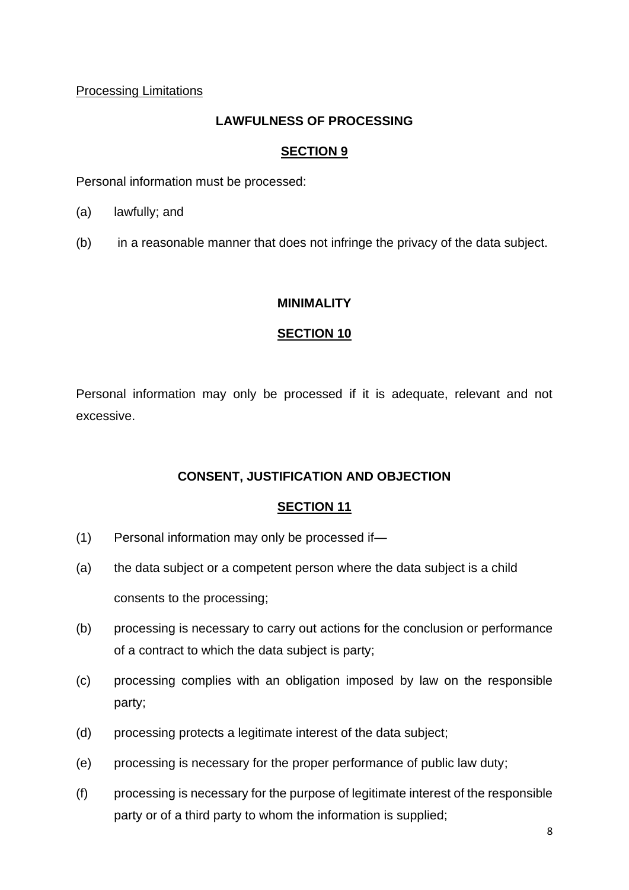Processing Limitations

**LAWFULNESS OF PROCESSING**

**SECTION 9**

Personal information must be processed:

(a) lawfully; and

(b) in a reasonable manner that does not infringe the privacy of the data subject.

**MINIMALITY**

**SECTION 10**

Personal information may only be processed if it is adequate, relevant and not excessive.

**CONSENT, JUSTIFICATION AND OBJECTION**

**SECTION 11**

(1) Personal information may only be processed if—

(a) the data subject or a competent person where the data subject is a child consents to the processing;

(b) processing is necessary to carry out actions for the conclusion or performance of a contract to which the data subject is party;

(c) processing complies with an obligation imposed by law on the responsible party;

(d) processing protects a legitimate interest of the data subject;

(e) processing is necessary for the proper performance of public law duty;

(f) processing is necessary for the purpose of legitimate interest of the responsible party or of a third party to whom the information is supplied;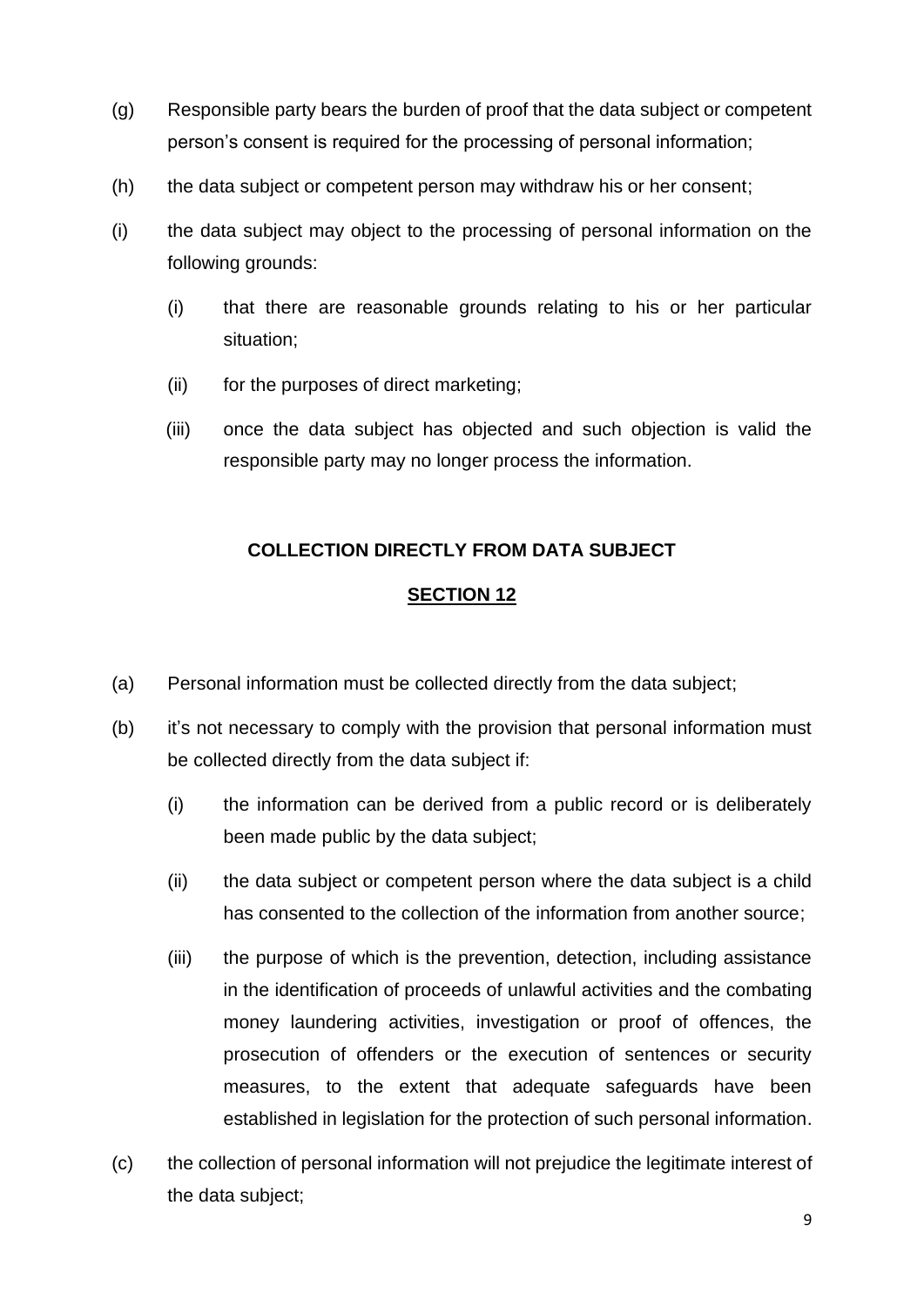(g) Responsible party bears the burden of proof that the data subject or competent person's consent is required for the processing of personal information;

(h) the data subject or competent person may withdraw his or her consent;

(i) the data subject may object to the processing of personal information on the following grounds:

   (i) that there are reasonable grounds relating to his or her particular situation;

   (ii) for the purposes of direct marketing;

   (iii) once the data subject has objected and such objection is valid the responsible party may no longer process the information.

**COLLECTION DIRECTLY FROM DATA SUBJECT**

**SECTION 12**

(a) Personal information must be collected directly from the data subject;

(b) it's not necessary to comply with the provision that personal information must be collected directly from the data subject if:

   (i) the information can be derived from a public record or is deliberately been made public by the data subject;

   (ii) the data subject or competent person where the data subject is a child has consented to the collection of the information from another source;

   (iii) the purpose of which is the prevention, detection, including assistance in the identification of proceeds of unlawful activities and the combating money laundering activities, investigation or proof of offences, the prosecution of offenders or the execution of sentences or security measures, to the extent that adequate safeguards have been established in legislation for the protection of such personal information.

(c) the collection of personal information will not prejudice the legitimate interest of the data subject;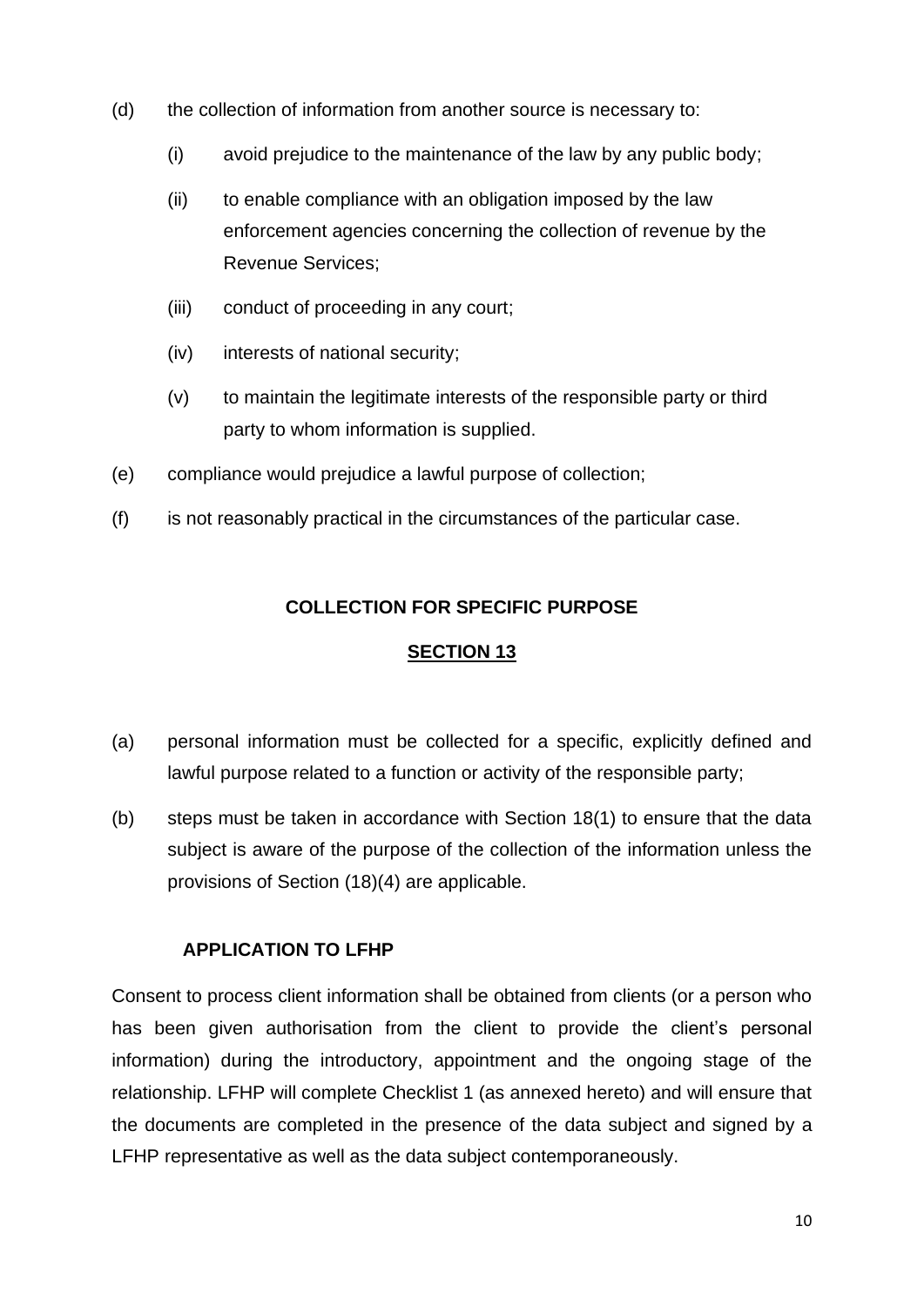(d) the collection of information from another source is necessary to:

   (i) avoid prejudice to the maintenance of the law by any public body;

   (ii) to enable compliance with an obligation imposed by the law enforcement agencies concerning the collection of revenue by the Revenue Services;

   (iii) conduct of proceeding in any court;

   (iv) interests of national security;

   (v) to maintain the legitimate interests of the responsible party or third party to whom information is supplied.

(e) compliance would prejudice a lawful purpose of collection;

(f) is not reasonably practical in the circumstances of the particular case.

## COLLECTION FOR SPECIFIC PURPOSE

## SECTION 13

(a) personal information must be collected for a specific, explicitly defined and lawful purpose related to a function or activity of the responsible party;

(b) steps must be taken in accordance with Section 18(1) to ensure that the data subject is aware of the purpose of the collection of the information unless the provisions of Section (18)(4) are applicable.

### APPLICATION TO LFHP

Consent to process client information shall be obtained from clients (or a person who has been given authorisation from the client to provide the client's personal information) during the introductory, appointment and the ongoing stage of the relationship. LFHP will complete Checklist 1 (as annexed hereto) and will ensure that the documents are completed in the presence of the data subject and signed by a LFHP representative as well as the data subject contemporaneously.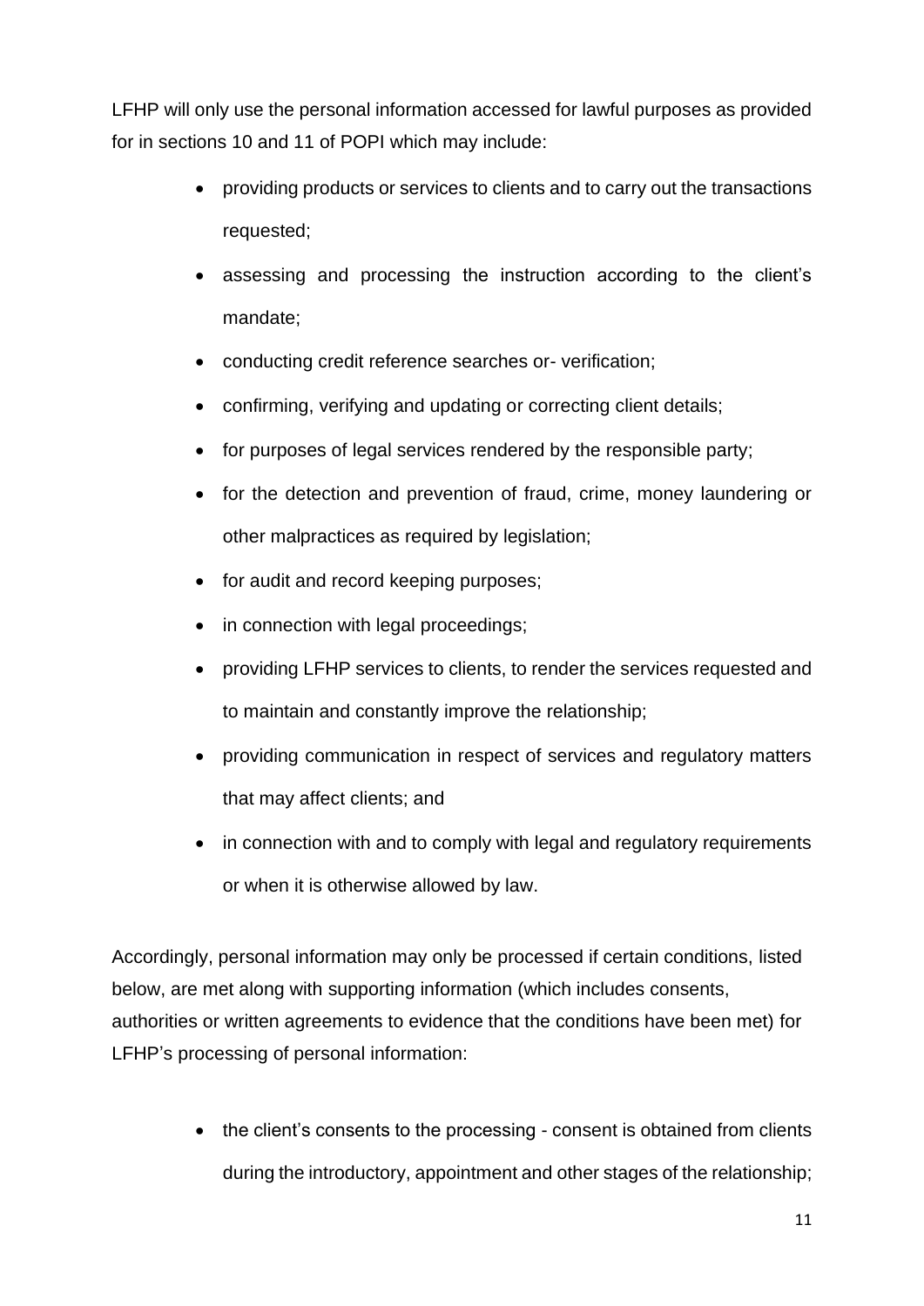LFHP will only use the personal information accessed for lawful purposes as provided for in sections 10 and 11 of POPI which may include:

- providing products or services to clients and to carry out the transactions requested;
- assessing and processing the instruction according to the client's mandate;
- conducting credit reference searches or- verification;
- confirming, verifying and updating or correcting client details;
- for purposes of legal services rendered by the responsible party;
- for the detection and prevention of fraud, crime, money laundering or other malpractices as required by legislation;
- for audit and record keeping purposes;
- in connection with legal proceedings;
- providing LFHP services to clients, to render the services requested and to maintain and constantly improve the relationship;
- providing communication in respect of services and regulatory matters that may affect clients; and
- in connection with and to comply with legal and regulatory requirements or when it is otherwise allowed by law.

Accordingly, personal information may only be processed if certain conditions, listed below, are met along with supporting information (which includes consents, authorities or written agreements to evidence that the conditions have been met) for LFHP's processing of personal information:

- the client's consents to the processing - consent is obtained from clients during the introductory, appointment and other stages of the relationship;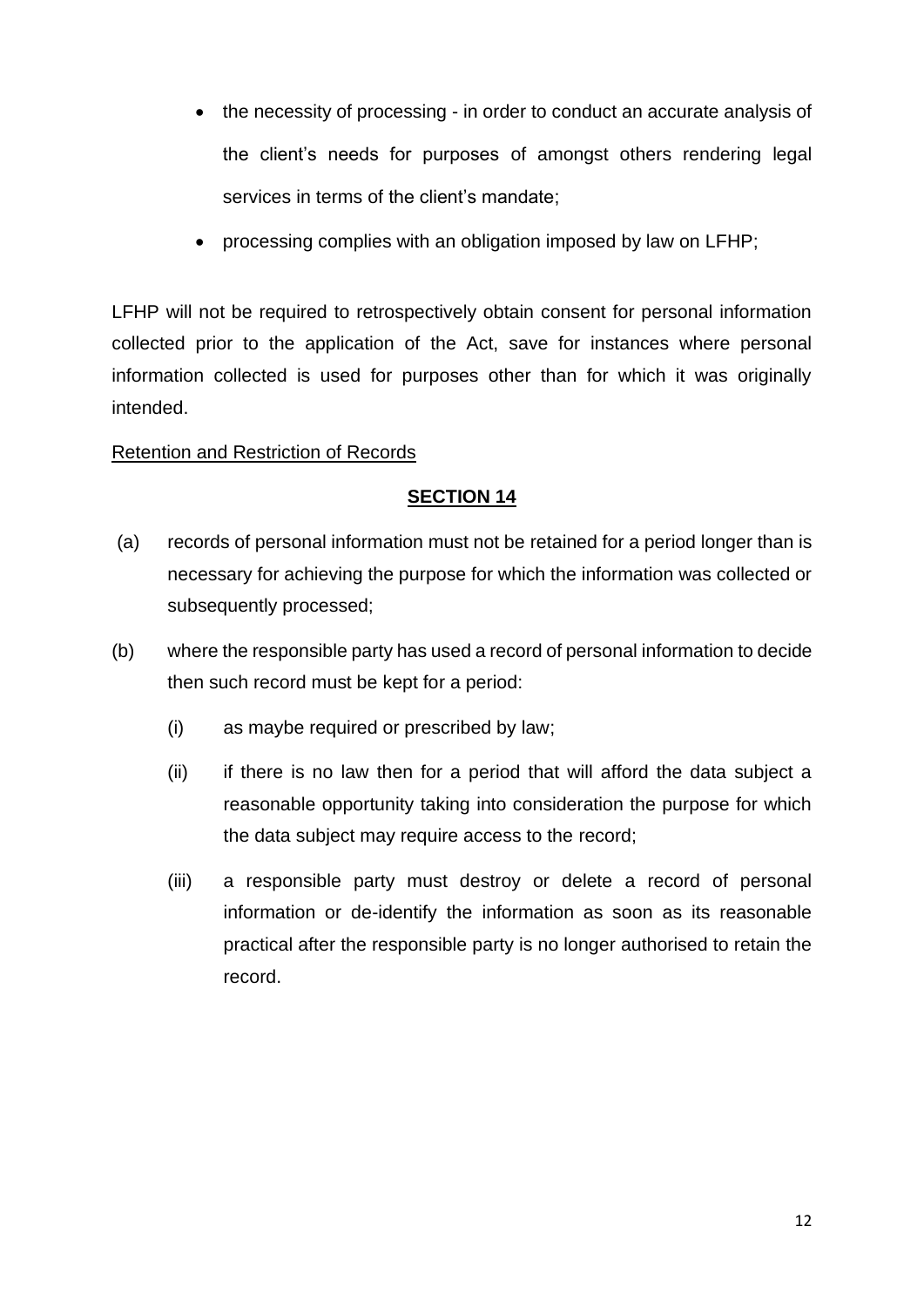- the necessity of processing - in order to conduct an accurate analysis of the client's needs for purposes of amongst others rendering legal services in terms of the client's mandate;
- processing complies with an obligation imposed by law on LFHP;

LFHP will not be required to retrospectively obtain consent for personal information collected prior to the application of the Act, save for instances where personal information collected is used for purposes other than for which it was originally intended.

<u>Retention and Restriction of Records</u>

## SECTION 14

(a) records of personal information must not be retained for a period longer than is necessary for achieving the purpose for which the information was collected or subsequently processed;

(b) where the responsible party has used a record of personal information to decide then such record must be kept for a period:

   (i) as maybe required or prescribed by law;

   (ii) if there is no law then for a period that will afford the data subject a reasonable opportunity taking into consideration the purpose for which the data subject may require access to the record;

   (iii) a responsible party must destroy or delete a record of personal information or de-identify the information as soon as its reasonable practical after the responsible party is no longer authorised to retain the record.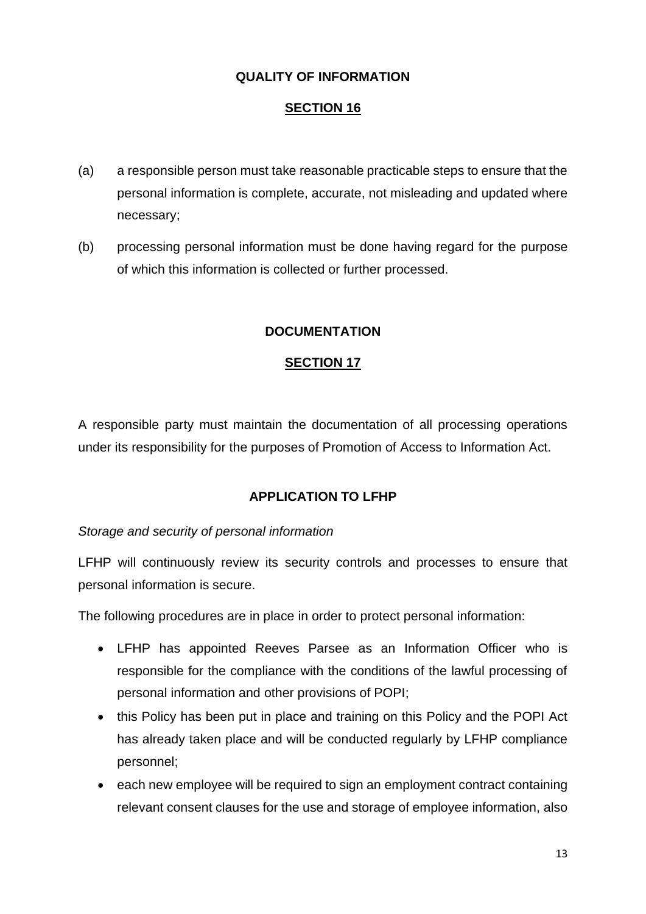**QUALITY OF INFORMATION**

**SECTION 16**

(a) a responsible person must take reasonable practicable steps to ensure that the personal information is complete, accurate, not misleading and updated where necessary;

(b) processing personal information must be done having regard for the purpose of which this information is collected or further processed.

**DOCUMENTATION**

**SECTION 17**

A responsible party must maintain the documentation of all processing operations under its responsibility for the purposes of Promotion of Access to Information Act.

**APPLICATION TO LFHP**

*Storage and security of personal information*

LFHP will continuously review its security controls and processes to ensure that personal information is secure.

The following procedures are in place in order to protect personal information:

- LFHP has appointed Reeves Parsee as an Information Officer who is responsible for the compliance with the conditions of the lawful processing of personal information and other provisions of POPI;
- this Policy has been put in place and training on this Policy and the POPI Act has already taken place and will be conducted regularly by LFHP compliance personnel;
- each new employee will be required to sign an employment contract containing relevant consent clauses for the use and storage of employee information, also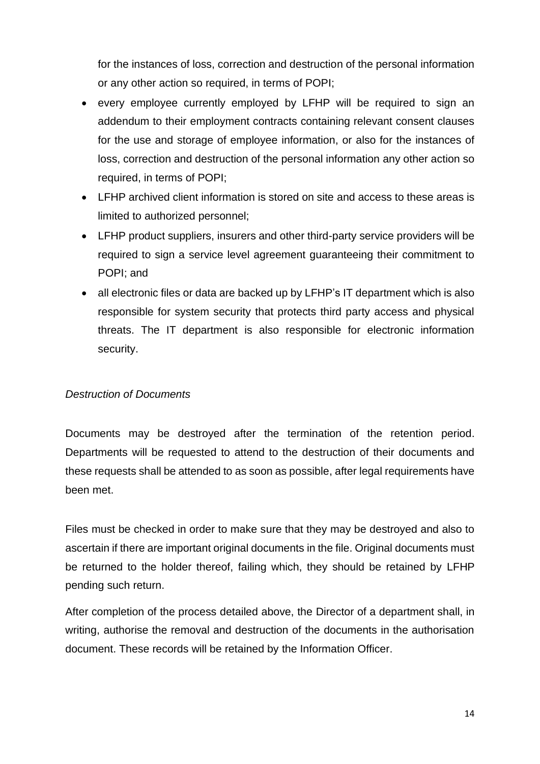for the instances of loss, correction and destruction of the personal information or any other action so required, in terms of POPI;

- every employee currently employed by LFHP will be required to sign an addendum to their employment contracts containing relevant consent clauses for the use and storage of employee information, or also for the instances of loss, correction and destruction of the personal information any other action so required, in terms of POPI;
- LFHP archived client information is stored on site and access to these areas is limited to authorized personnel;
- LFHP product suppliers, insurers and other third-party service providers will be required to sign a service level agreement guaranteeing their commitment to POPI; and
- all electronic files or data are backed up by LFHP's IT department which is also responsible for system security that protects third party access and physical threats. The IT department is also responsible for electronic information security.

*Destruction of Documents*

Documents may be destroyed after the termination of the retention period. Departments will be requested to attend to the destruction of their documents and these requests shall be attended to as soon as possible, after legal requirements have been met.

Files must be checked in order to make sure that they may be destroyed and also to ascertain if there are important original documents in the file. Original documents must be returned to the holder thereof, failing which, they should be retained by LFHP pending such return.

After completion of the process detailed above, the Director of a department shall, in writing, authorise the removal and destruction of the documents in the authorisation document. These records will be retained by the Information Officer.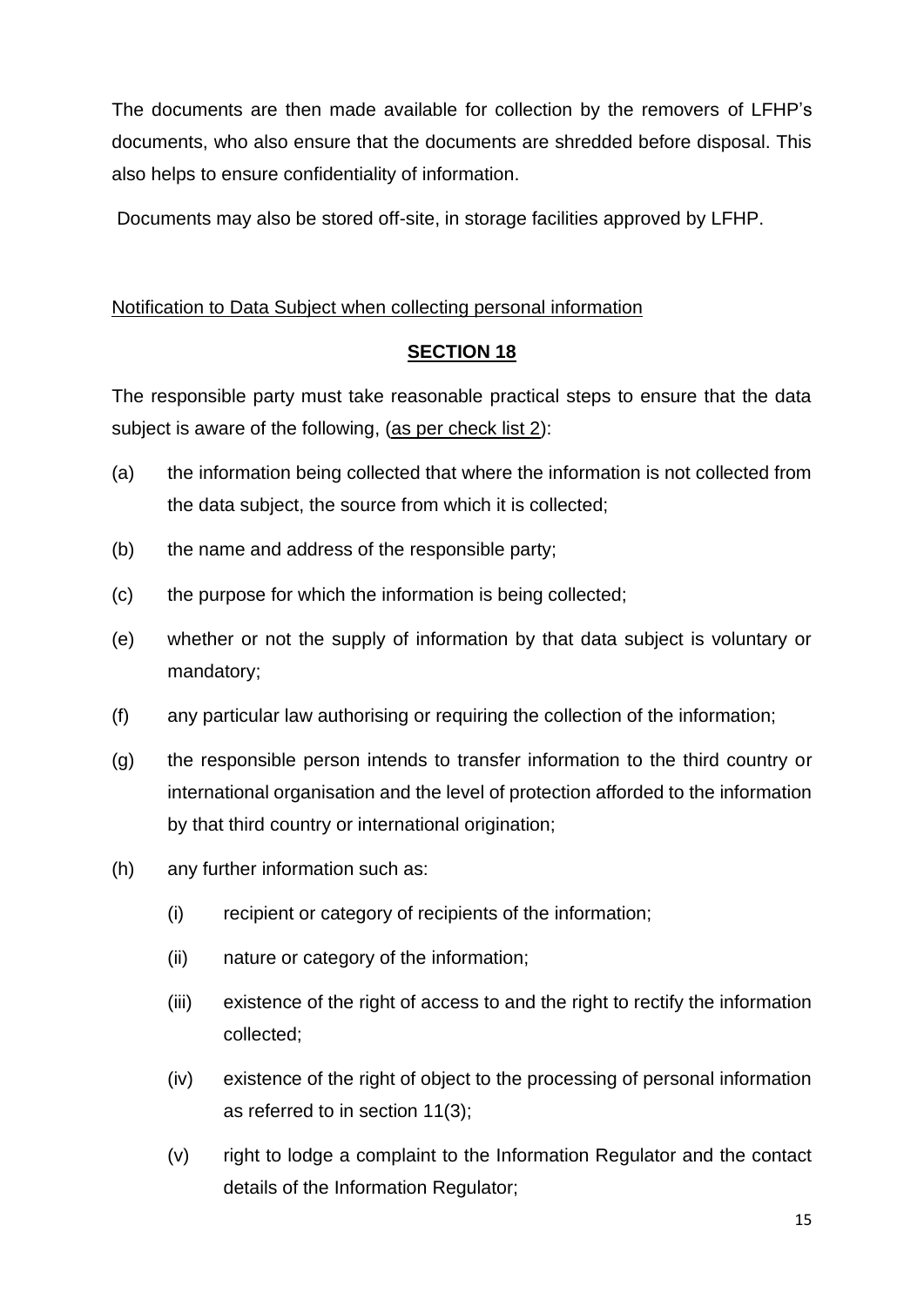The documents are then made available for collection by the removers of LFHP's documents, who also ensure that the documents are shredded before disposal. This also helps to ensure confidentiality of information.

Documents may also be stored off-site, in storage facilities approved by LFHP.

<u>Notification to Data Subject when collecting personal information</u>

**<u>SECTION 18</u>**

The responsible party must take reasonable practical steps to ensure that the data subject is aware of the following, (<u>as per check list 2</u>):

(a) the information being collected that where the information is not collected from the data subject, the source from which it is collected;

(b) the name and address of the responsible party;

(c) the purpose for which the information is being collected;

(e) whether or not the supply of information by that data subject is voluntary or mandatory;

(f) any particular law authorising or requiring the collection of the information;

(g) the responsible person intends to transfer information to the third country or international organisation and the level of protection afforded to the information by that third country or international origination;

(h) any further information such as:

- (i) recipient or category of recipients of the information;
- (ii) nature or category of the information;
- (iii) existence of the right of access to and the right to rectify the information collected;
- (iv) existence of the right of object to the processing of personal information as referred to in section 11(3);
- (v) right to lodge a complaint to the Information Regulator and the contact details of the Information Regulator;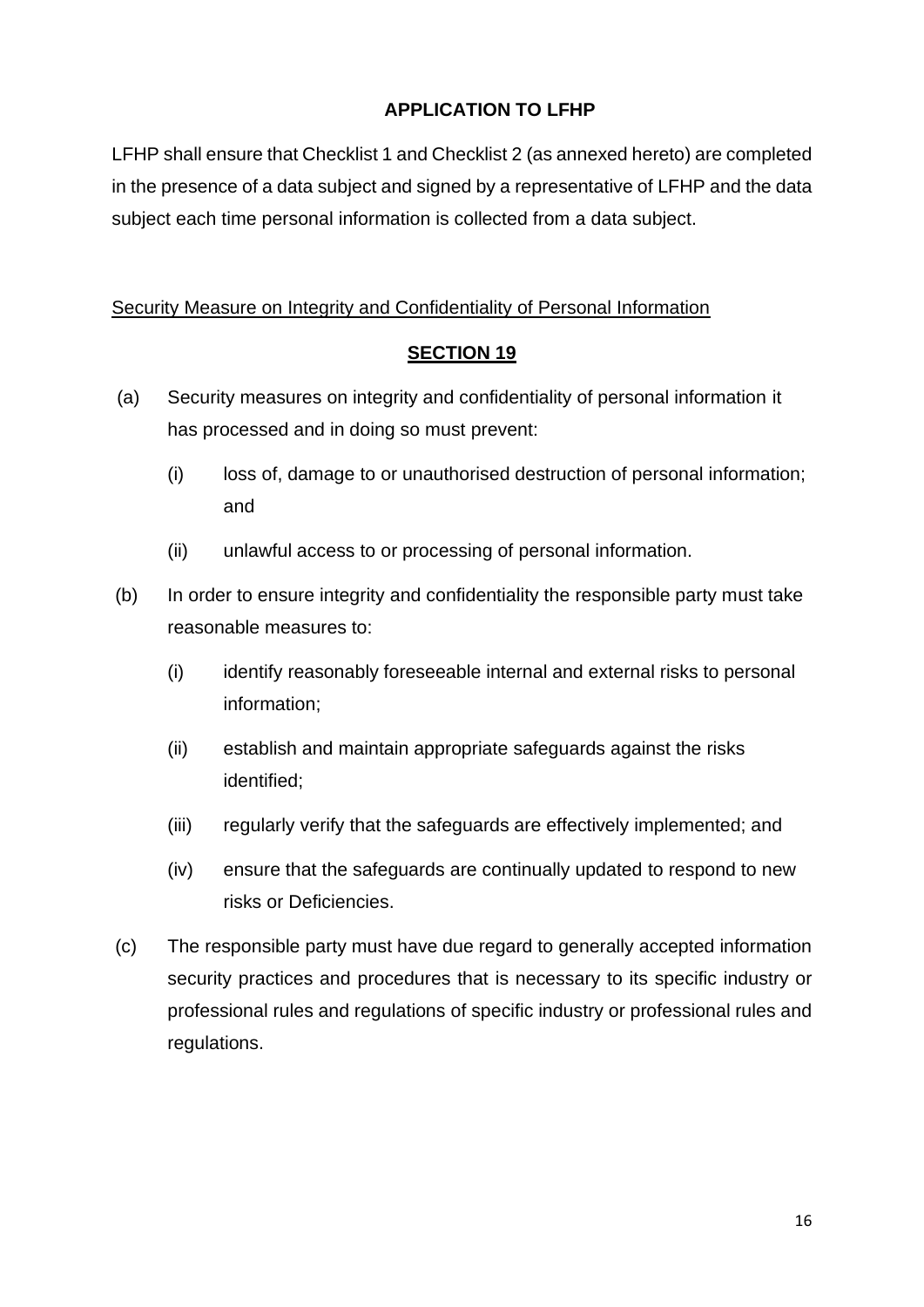**APPLICATION TO LFHP**

LFHP shall ensure that Checklist 1 and Checklist 2 (as annexed hereto) are completed in the presence of a data subject and signed by a representative of LFHP and the data subject each time personal information is collected from a data subject.

<u>Security Measure on Integrity and Confidentiality of Personal Information</u>

**<u>SECTION 19</u>**

(a) Security measures on integrity and confidentiality of personal information it has processed and in doing so must prevent:

   (i) loss of, damage to or unauthorised destruction of personal information; and

   (ii) unlawful access to or processing of personal information.

(b) In order to ensure integrity and confidentiality the responsible party must take reasonable measures to:

   (i) identify reasonably foreseeable internal and external risks to personal information;

   (ii) establish and maintain appropriate safeguards against the risks identified;

   (iii) regularly verify that the safeguards are effectively implemented; and

   (iv) ensure that the safeguards are continually updated to respond to new risks or Deficiencies.

(c) The responsible party must have due regard to generally accepted information security practices and procedures that is necessary to its specific industry or professional rules and regulations of specific industry or professional rules and regulations.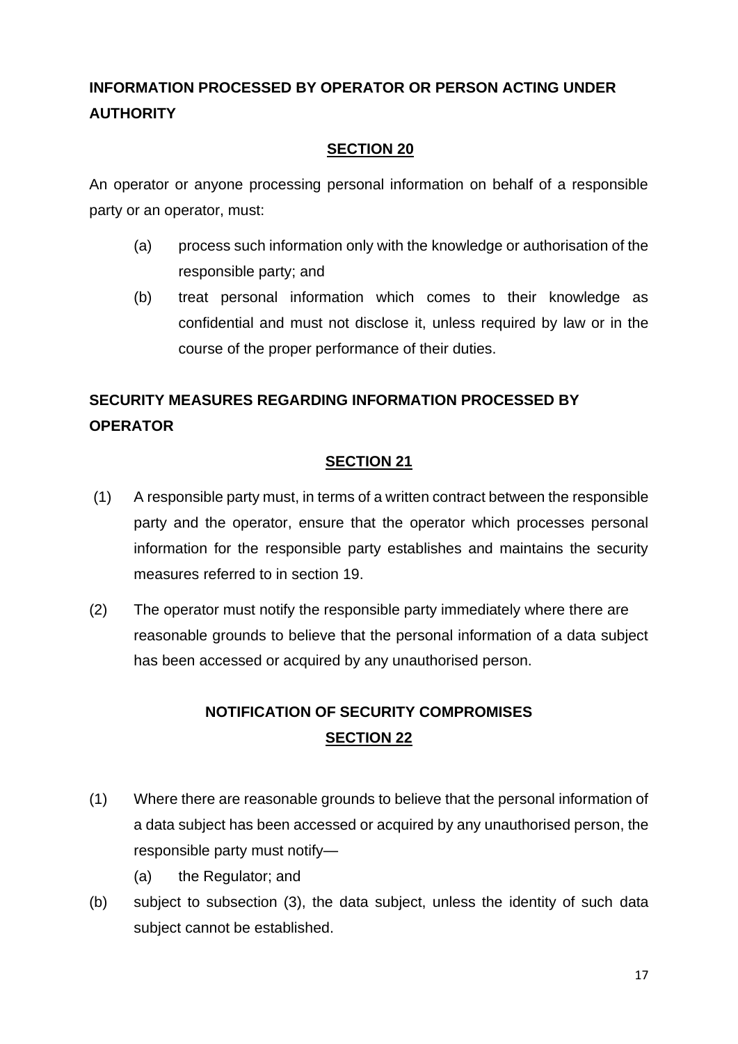**INFORMATION PROCESSED BY OPERATOR OR PERSON ACTING UNDER AUTHORITY**

**SECTION 20**

An operator or anyone processing personal information on behalf of a responsible party or an operator, must:

(a) process such information only with the knowledge or authorisation of the responsible party; and

(b) treat personal information which comes to their knowledge as confidential and must not disclose it, unless required by law or in the course of the proper performance of their duties.

**SECURITY MEASURES REGARDING INFORMATION PROCESSED BY OPERATOR**

**SECTION 21**

(1) A responsible party must, in terms of a written contract between the responsible party and the operator, ensure that the operator which processes personal information for the responsible party establishes and maintains the security measures referred to in section 19.

(2) The operator must notify the responsible party immediately where there are reasonable grounds to believe that the personal information of a data subject has been accessed or acquired by any unauthorised person.

**NOTIFICATION OF SECURITY COMPROMISES**

**SECTION 22**

(1) Where there are reasonable grounds to believe that the personal information of a data subject has been accessed or acquired by any unauthorised person, the responsible party must notify—

(a) the Regulator; and

(b) subject to subsection (3), the data subject, unless the identity of such data subject cannot be established.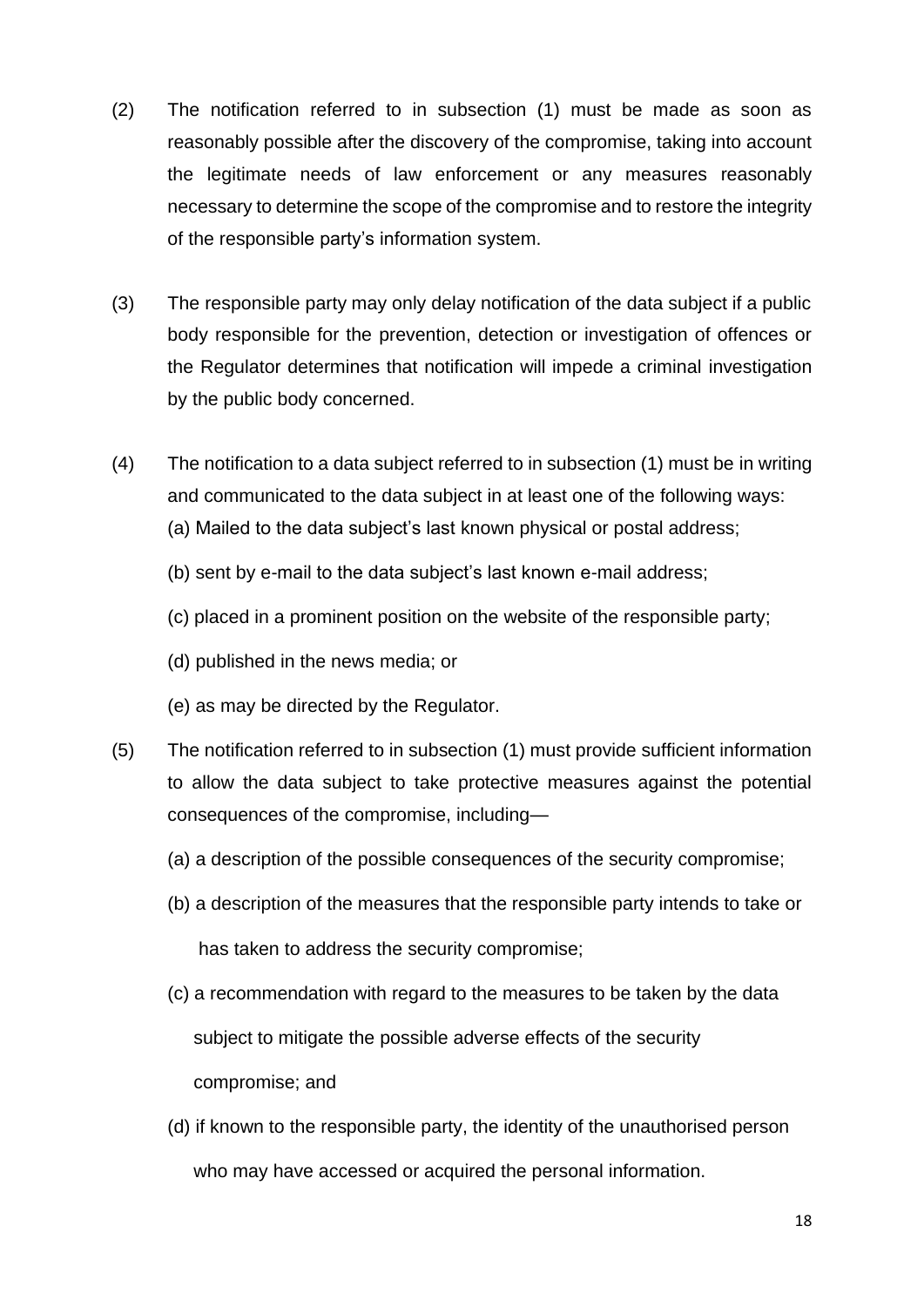(2) The notification referred to in subsection (1) must be made as soon as reasonably possible after the discovery of the compromise, taking into account the legitimate needs of law enforcement or any measures reasonably necessary to determine the scope of the compromise and to restore the integrity of the responsible party's information system.

(3) The responsible party may only delay notification of the data subject if a public body responsible for the prevention, detection or investigation of offences or the Regulator determines that notification will impede a criminal investigation by the public body concerned.

(4) The notification to a data subject referred to in subsection (1) must be in writing and communicated to the data subject in at least one of the following ways:

(a) Mailed to the data subject's last known physical or postal address;

(b) sent by e-mail to the data subject's last known e-mail address;

(c) placed in a prominent position on the website of the responsible party;

(d) published in the news media; or

(e) as may be directed by the Regulator.

(5) The notification referred to in subsection (1) must provide sufficient information to allow the data subject to take protective measures against the potential consequences of the compromise, including—

(a) a description of the possible consequences of the security compromise;

(b) a description of the measures that the responsible party intends to take or has taken to address the security compromise;

(c) a recommendation with regard to the measures to be taken by the data subject to mitigate the possible adverse effects of the security compromise; and

(d) if known to the responsible party, the identity of the unauthorised person who may have accessed or acquired the personal information.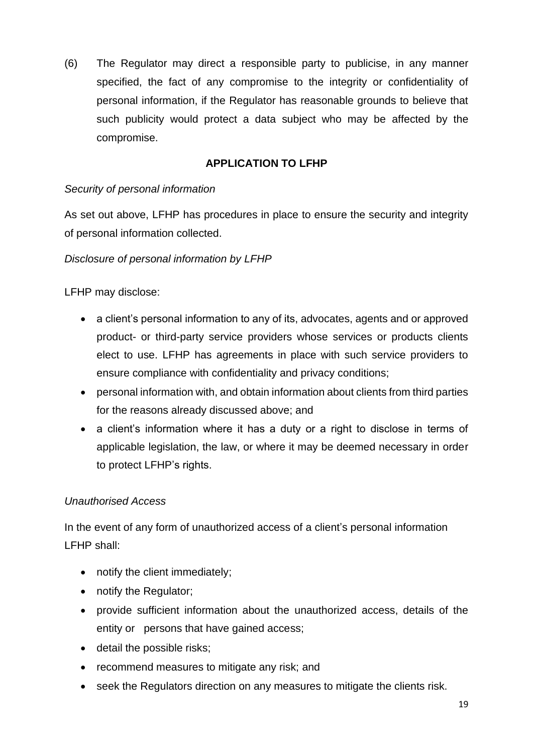(6) The Regulator may direct a responsible party to publicise, in any manner specified, the fact of any compromise to the integrity or confidentiality of personal information, if the Regulator has reasonable grounds to believe that such publicity would protect a data subject who may be affected by the compromise.

**APPLICATION TO LFHP**

*Security of personal information*

As set out above, LFHP has procedures in place to ensure the security and integrity of personal information collected.

*Disclosure of personal information by LFHP*

LFHP may disclose:

- a client's personal information to any of its, advocates, agents and or approved product- or third-party service providers whose services or products clients elect to use. LFHP has agreements in place with such service providers to ensure compliance with confidentiality and privacy conditions;
- personal information with, and obtain information about clients from third parties for the reasons already discussed above; and
- a client's information where it has a duty or a right to disclose in terms of applicable legislation, the law, or where it may be deemed necessary in order to protect LFHP's rights.

*Unauthorised Access*

In the event of any form of unauthorized access of a client's personal information LFHP shall:

- notify the client immediately;
- notify the Regulator;
- provide sufficient information about the unauthorized access, details of the entity or persons that have gained access;
- detail the possible risks;
- recommend measures to mitigate any risk; and
- seek the Regulators direction on any measures to mitigate the clients risk.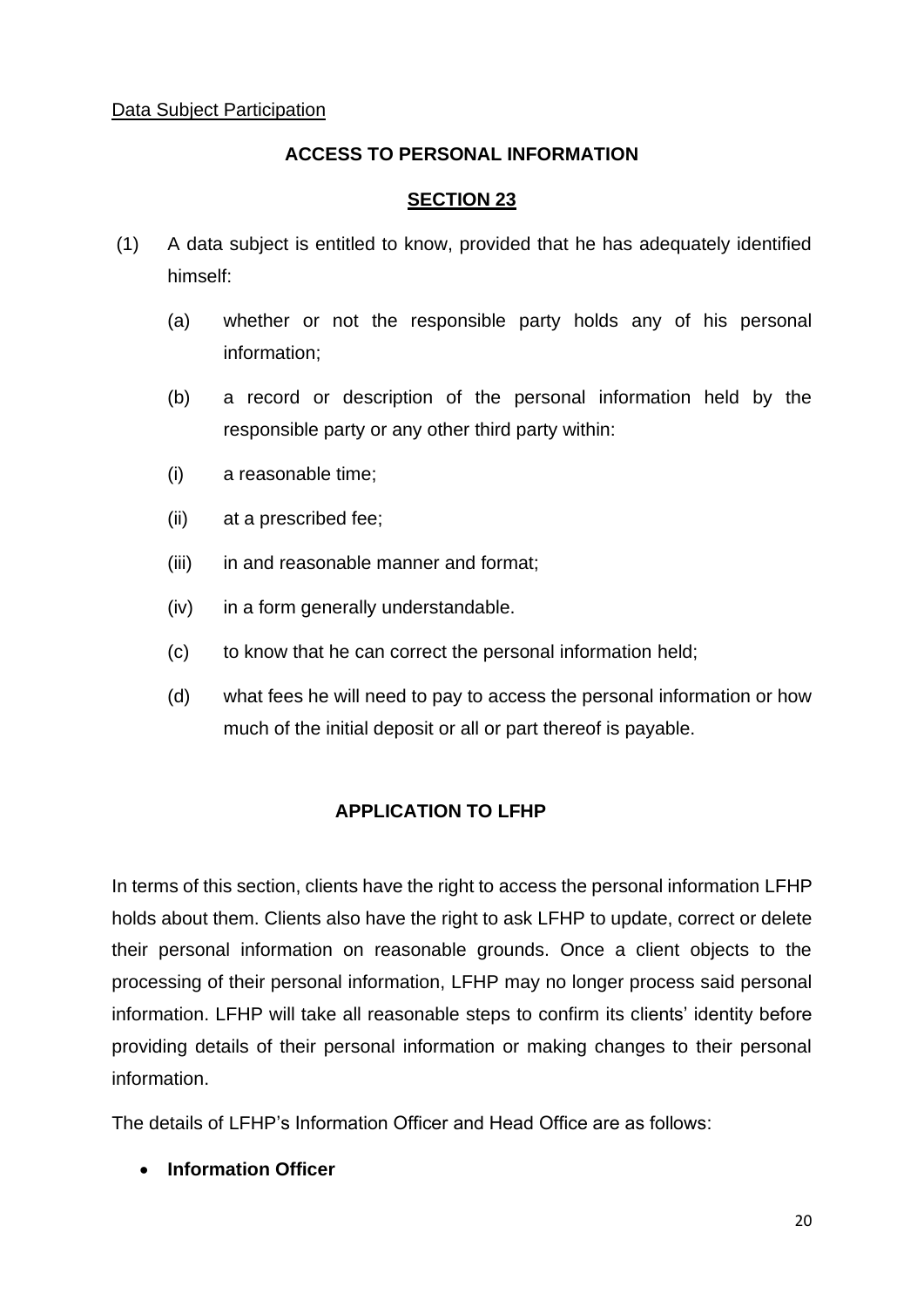<u>Data Subject Participation</u>

**ACCESS TO PERSONAL INFORMATION**

**<u>SECTION 23</u>**

(1) A data subject is entitled to know, provided that he has adequately identified himself:

  (a) whether or not the responsible party holds any of his personal information;

  (b) a record or description of the personal information held by the responsible party or any other third party within:

  (i) a reasonable time;

  (ii) at a prescribed fee;

  (iii) in and reasonable manner and format;

  (iv) in a form generally understandable.

  (c) to know that he can correct the personal information held;

  (d) what fees he will need to pay to access the personal information or how much of the initial deposit or all or part thereof is payable.

**APPLICATION TO LFHP**

In terms of this section, clients have the right to access the personal information LFHP holds about them. Clients also have the right to ask LFHP to update, correct or delete their personal information on reasonable grounds. Once a client objects to the processing of their personal information, LFHP may no longer process said personal information. LFHP will take all reasonable steps to confirm its clients' identity before providing details of their personal information or making changes to their personal information.

The details of LFHP's Information Officer and Head Office are as follows:

- **Information Officer**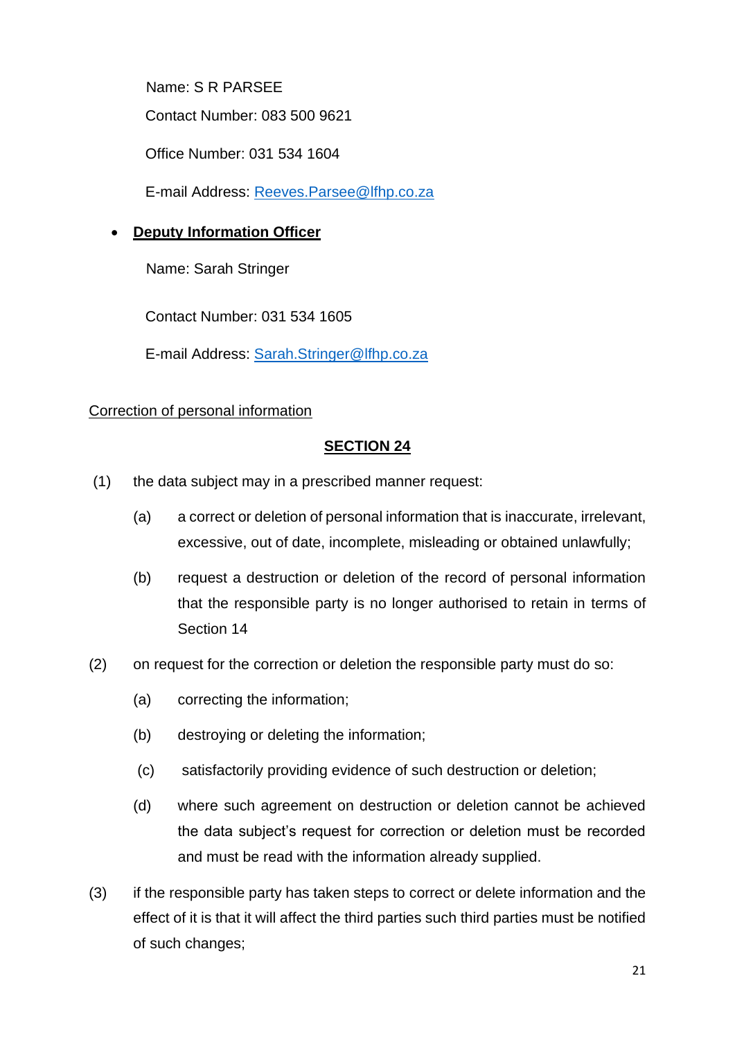Name: S R PARSEE

Contact Number: 083 500 9621

Office Number: 031 534 1604

E-mail Address: Reeves.Parsee@lfhp.co.za

- **Deputy Information Officer**

  Name: Sarah Stringer

  Contact Number: 031 534 1605

  E-mail Address: Sarah.Stringer@lfhp.co.za

Correction of personal information

**SECTION 24**

(1) the data subject may in a prescribed manner request:

(a) a correct or deletion of personal information that is inaccurate, irrelevant, excessive, out of date, incomplete, misleading or obtained unlawfully;

(b) request a destruction or deletion of the record of personal information that the responsible party is no longer authorised to retain in terms of Section 14

(2) on request for the correction or deletion the responsible party must do so:

(a) correcting the information;

(b) destroying or deleting the information;

(c) satisfactorily providing evidence of such destruction or deletion;

(d) where such agreement on destruction or deletion cannot be achieved the data subject's request for correction or deletion must be recorded and must be read with the information already supplied.

(3) if the responsible party has taken steps to correct or delete information and the effect of it is that it will affect the third parties such third parties must be notified of such changes;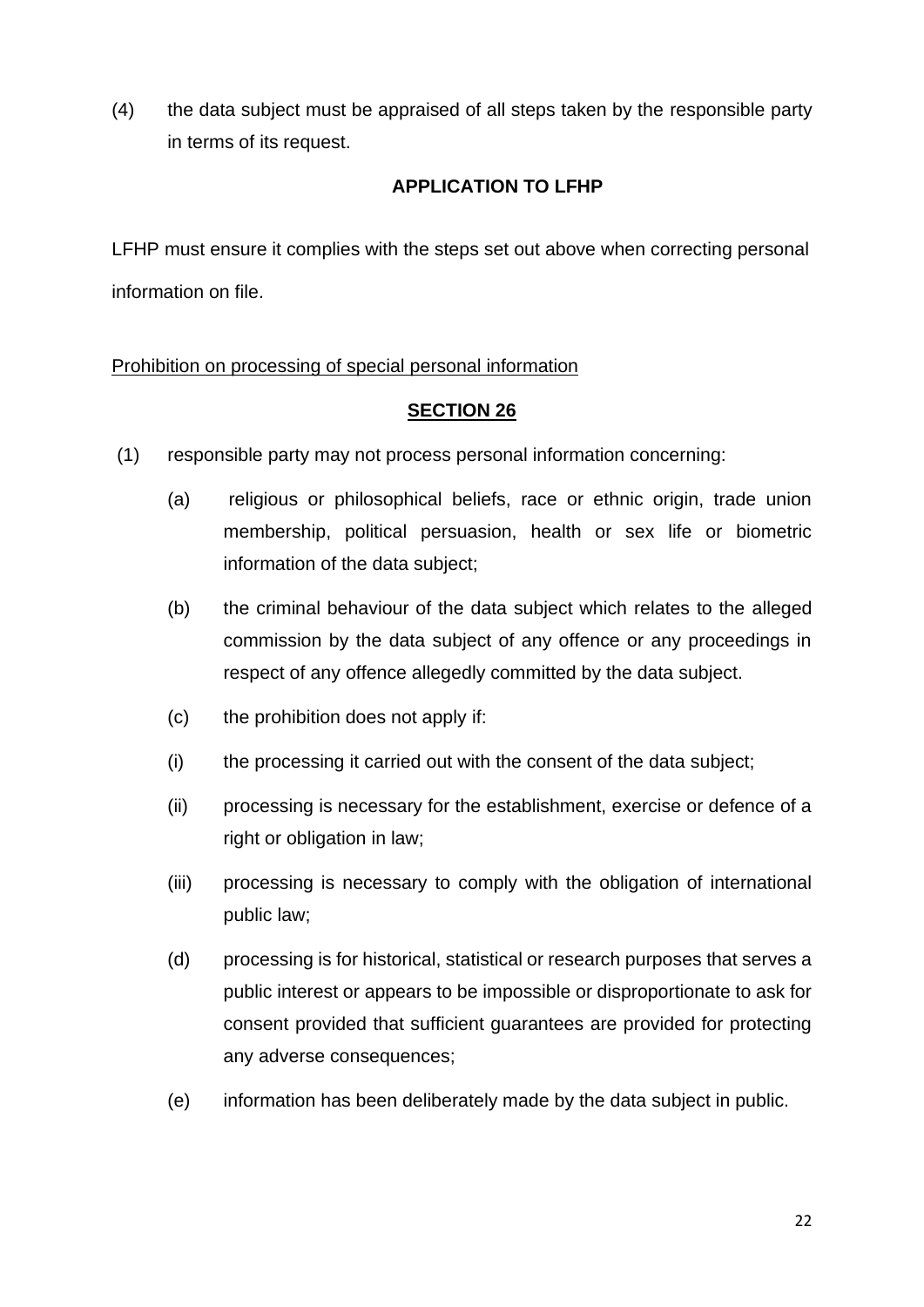(4) the data subject must be appraised of all steps taken by the responsible party in terms of its request.

**APPLICATION TO LFHP**

LFHP must ensure it complies with the steps set out above when correcting personal information on file.

<u>Prohibition on processing of special personal information</u>

**<u>SECTION 26</u>**

(1) responsible party may not process personal information concerning:

(a) religious or philosophical beliefs, race or ethnic origin, trade union membership, political persuasion, health or sex life or biometric information of the data subject;

(b) the criminal behaviour of the data subject which relates to the alleged commission by the data subject of any offence or any proceedings in respect of any offence allegedly committed by the data subject.

(c) the prohibition does not apply if:

(i) the processing it carried out with the consent of the data subject;

(ii) processing is necessary for the establishment, exercise or defence of a right or obligation in law;

(iii) processing is necessary to comply with the obligation of international public law;

(d) processing is for historical, statistical or research purposes that serves a public interest or appears to be impossible or disproportionate to ask for consent provided that sufficient guarantees are provided for protecting any adverse consequences;

(e) information has been deliberately made by the data subject in public.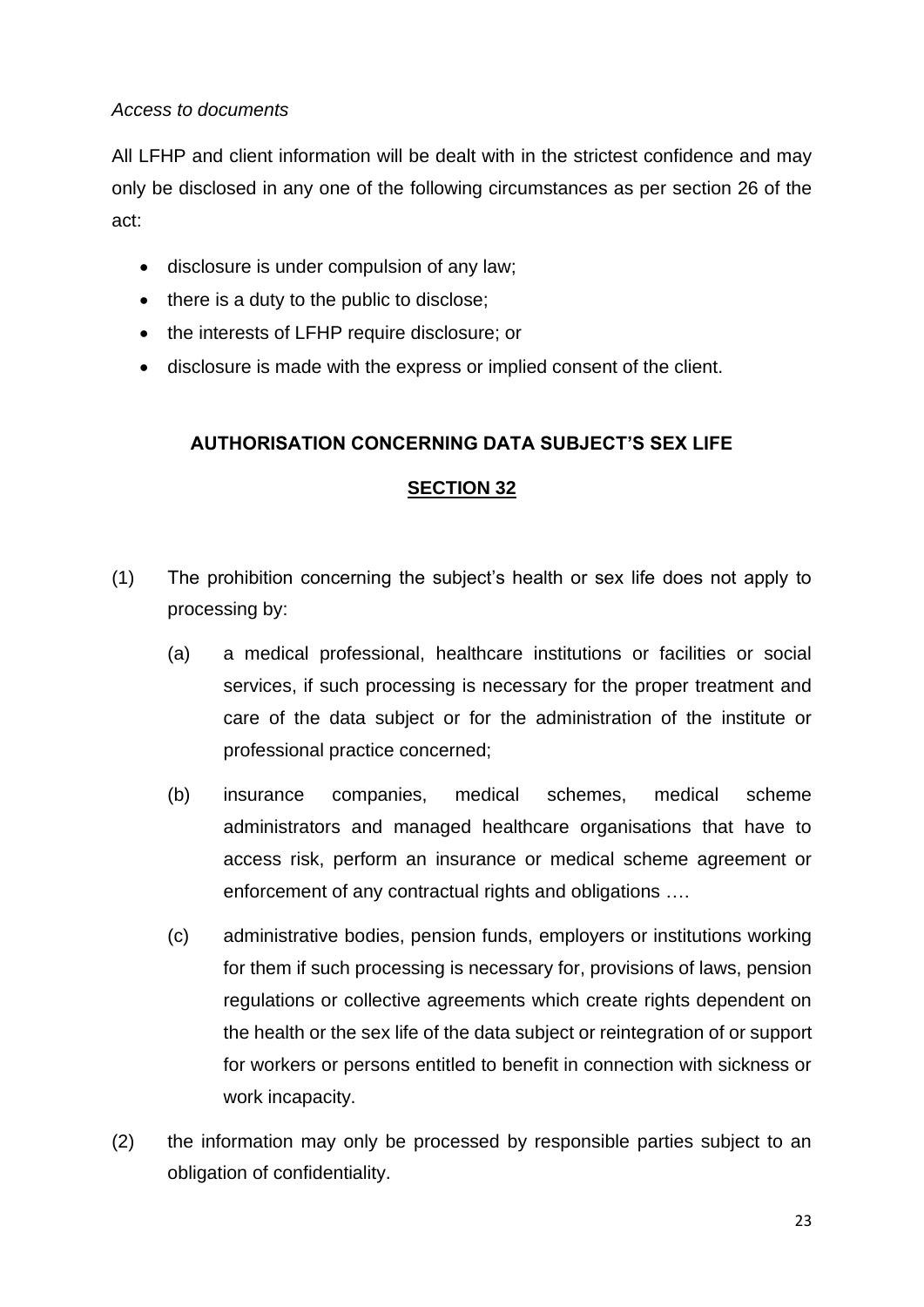*Access to documents*

All LFHP and client information will be dealt with in the strictest confidence and may only be disclosed in any one of the following circumstances as per section 26 of the act:

- disclosure is under compulsion of any law;
- there is a duty to the public to disclose;
- the interests of LFHP require disclosure; or
- disclosure is made with the express or implied consent of the client.

**AUTHORISATION CONCERNING DATA SUBJECT'S SEX LIFE**

**SECTION 32**

(1) The prohibition concerning the subject's health or sex life does not apply to processing by:

  (a) a medical professional, healthcare institutions or facilities or social services, if such processing is necessary for the proper treatment and care of the data subject or for the administration of the institute or professional practice concerned;

  (b) insurance companies, medical schemes, medical scheme administrators and managed healthcare organisations that have to access risk, perform an insurance or medical scheme agreement or enforcement of any contractual rights and obligations ….

  (c) administrative bodies, pension funds, employers or institutions working for them if such processing is necessary for, provisions of laws, pension regulations or collective agreements which create rights dependent on the health or the sex life of the data subject or reintegration of or support for workers or persons entitled to benefit in connection with sickness or work incapacity.

(2) the information may only be processed by responsible parties subject to an obligation of confidentiality.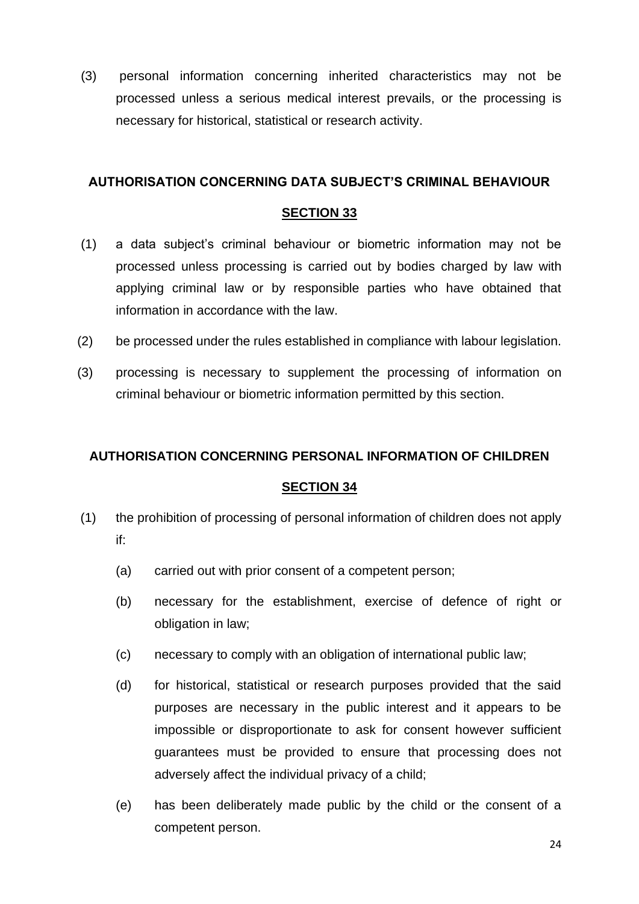(3) personal information concerning inherited characteristics may not be processed unless a serious medical interest prevails, or the processing is necessary for historical, statistical or research activity.

## AUTHORISATION CONCERNING DATA SUBJECT'S CRIMINAL BEHAVIOUR

## SECTION 33

(1) a data subject's criminal behaviour or biometric information may not be processed unless processing is carried out by bodies charged by law with applying criminal law or by responsible parties who have obtained that information in accordance with the law.

(2) be processed under the rules established in compliance with labour legislation.

(3) processing is necessary to supplement the processing of information on criminal behaviour or biometric information permitted by this section.

## AUTHORISATION CONCERNING PERSONAL INFORMATION OF CHILDREN

## SECTION 34

(1) the prohibition of processing of personal information of children does not apply if:

   (a) carried out with prior consent of a competent person;

   (b) necessary for the establishment, exercise of defence of right or obligation in law;

   (c) necessary to comply with an obligation of international public law;

   (d) for historical, statistical or research purposes provided that the said purposes are necessary in the public interest and it appears to be impossible or disproportionate to ask for consent however sufficient guarantees must be provided to ensure that processing does not adversely affect the individual privacy of a child;

   (e) has been deliberately made public by the child or the consent of a competent person.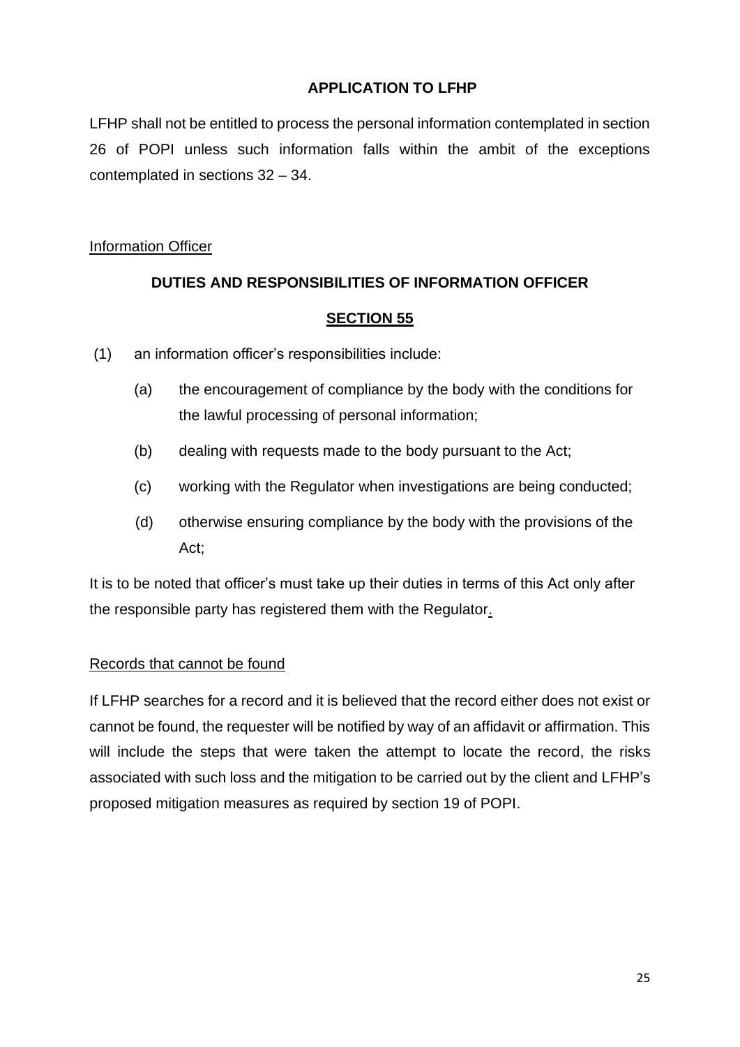**APPLICATION TO LFHP**

LFHP shall not be entitled to process the personal information contemplated in section 26 of POPI unless such information falls within the ambit of the exceptions contemplated in sections 32 – 34.

<u>Information Officer</u>

**DUTIES AND RESPONSIBILITIES OF INFORMATION OFFICER**

**<u>SECTION 55</u>**

(1) an information officer's responsibilities include:

(a) the encouragement of compliance by the body with the conditions for the lawful processing of personal information;

(b) dealing with requests made to the body pursuant to the Act;

(c) working with the Regulator when investigations are being conducted;

(d) otherwise ensuring compliance by the body with the provisions of the Act;

It is to be noted that officer's must take up their duties in terms of this Act only after the responsible party has registered them with the Regulator.

<u>Records that cannot be found</u>

If LFHP searches for a record and it is believed that the record either does not exist or cannot be found, the requester will be notified by way of an affidavit or affirmation. This will include the steps that were taken the attempt to locate the record, the risks associated with such loss and the mitigation to be carried out by the client and LFHP's proposed mitigation measures as required by section 19 of POPI.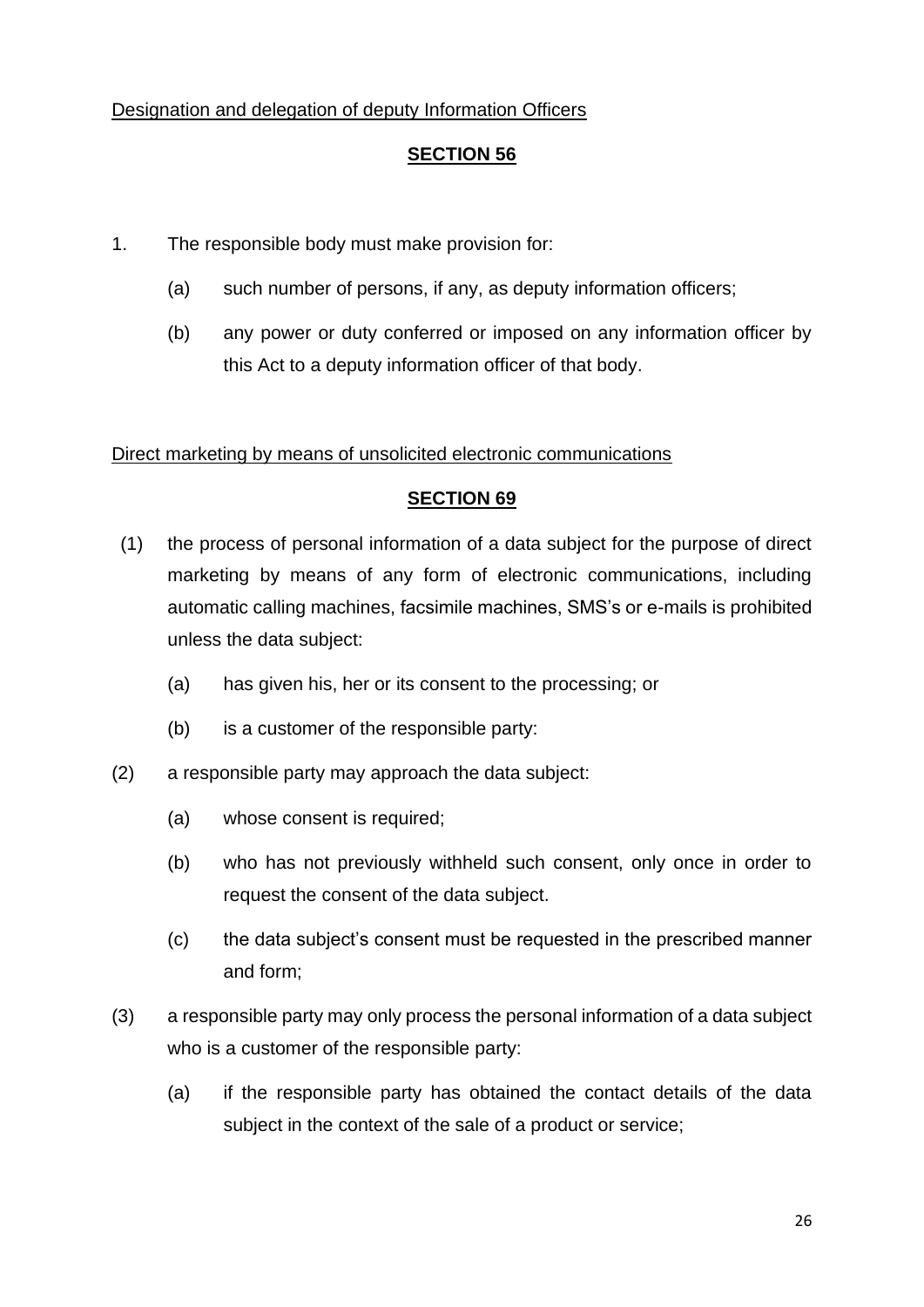Designation and delegation of deputy Information Officers

**SECTION 56**

1. The responsible body must make provision for:

    (a) such number of persons, if any, as deputy information officers;

    (b) any power or duty conferred or imposed on any information officer by this Act to a deputy information officer of that body.

Direct marketing by means of unsolicited electronic communications

**SECTION 69**

(1) the process of personal information of a data subject for the purpose of direct marketing by means of any form of electronic communications, including automatic calling machines, facsimile machines, SMS's or e-mails is prohibited unless the data subject:

    (a) has given his, her or its consent to the processing; or

    (b) is a customer of the responsible party:

(2) a responsible party may approach the data subject:

    (a) whose consent is required;

    (b) who has not previously withheld such consent, only once in order to request the consent of the data subject.

    (c) the data subject's consent must be requested in the prescribed manner and form;

(3) a responsible party may only process the personal information of a data subject who is a customer of the responsible party:

    (a) if the responsible party has obtained the contact details of the data subject in the context of the sale of a product or service;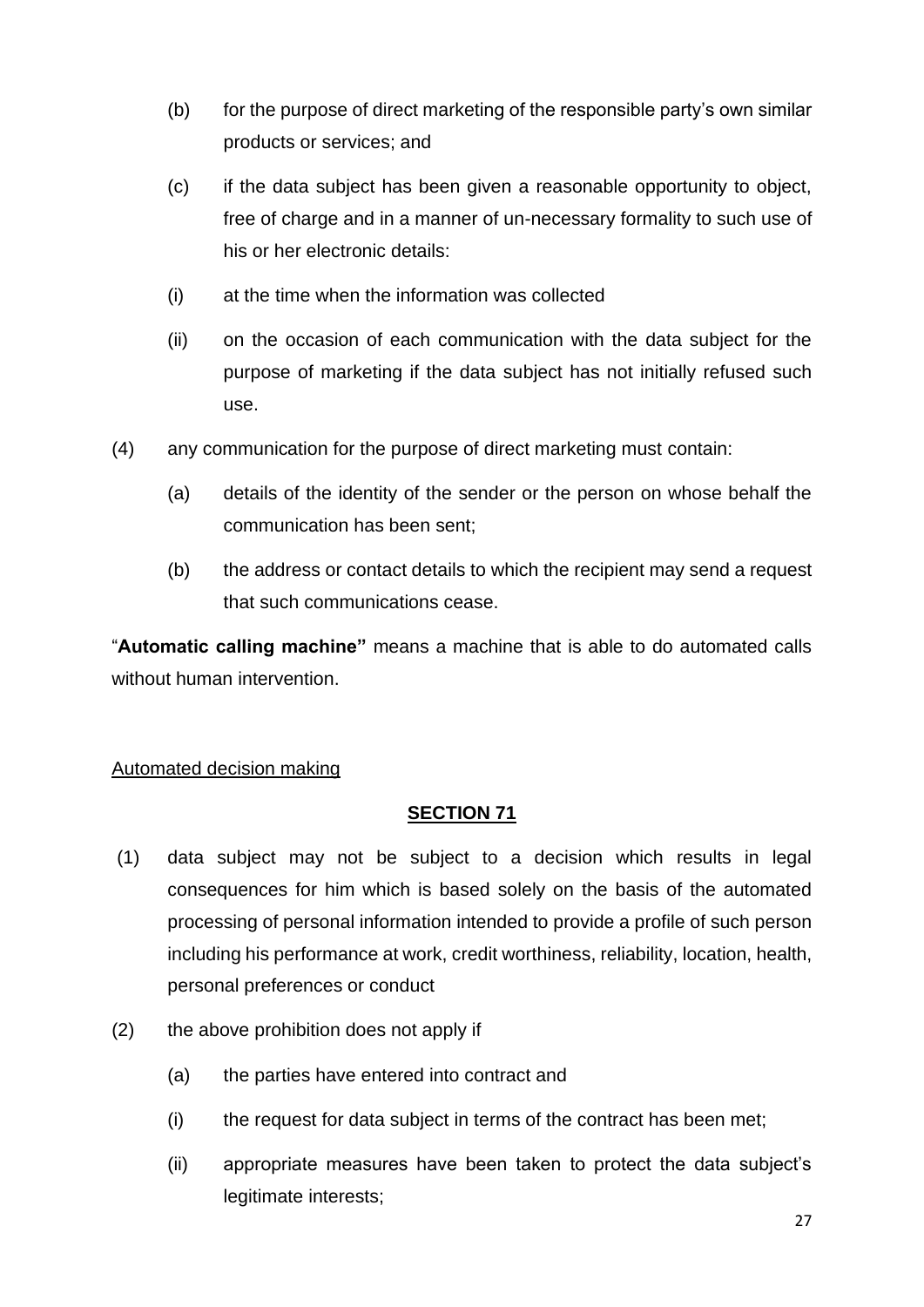(b) for the purpose of direct marketing of the responsible party's own similar products or services; and

(c) if the data subject has been given a reasonable opportunity to object, free of charge and in a manner of un-necessary formality to such use of his or her electronic details:

(i) at the time when the information was collected

(ii) on the occasion of each communication with the data subject for the purpose of marketing if the data subject has not initially refused such use.

(4) any communication for the purpose of direct marketing must contain:

(a) details of the identity of the sender or the person on whose behalf the communication has been sent;

(b) the address or contact details to which the recipient may send a request that such communications cease.

"**Automatic calling machine"** means a machine that is able to do automated calls without human intervention.

<u>Automated decision making</u>

## <u>**SECTION 71**</u>

(1) data subject may not be subject to a decision which results in legal consequences for him which is based solely on the basis of the automated processing of personal information intended to provide a profile of such person including his performance at work, credit worthiness, reliability, location, health, personal preferences or conduct

(2) the above prohibition does not apply if

(a) the parties have entered into contract and

(i) the request for data subject in terms of the contract has been met;

(ii) appropriate measures have been taken to protect the data subject's legitimate interests;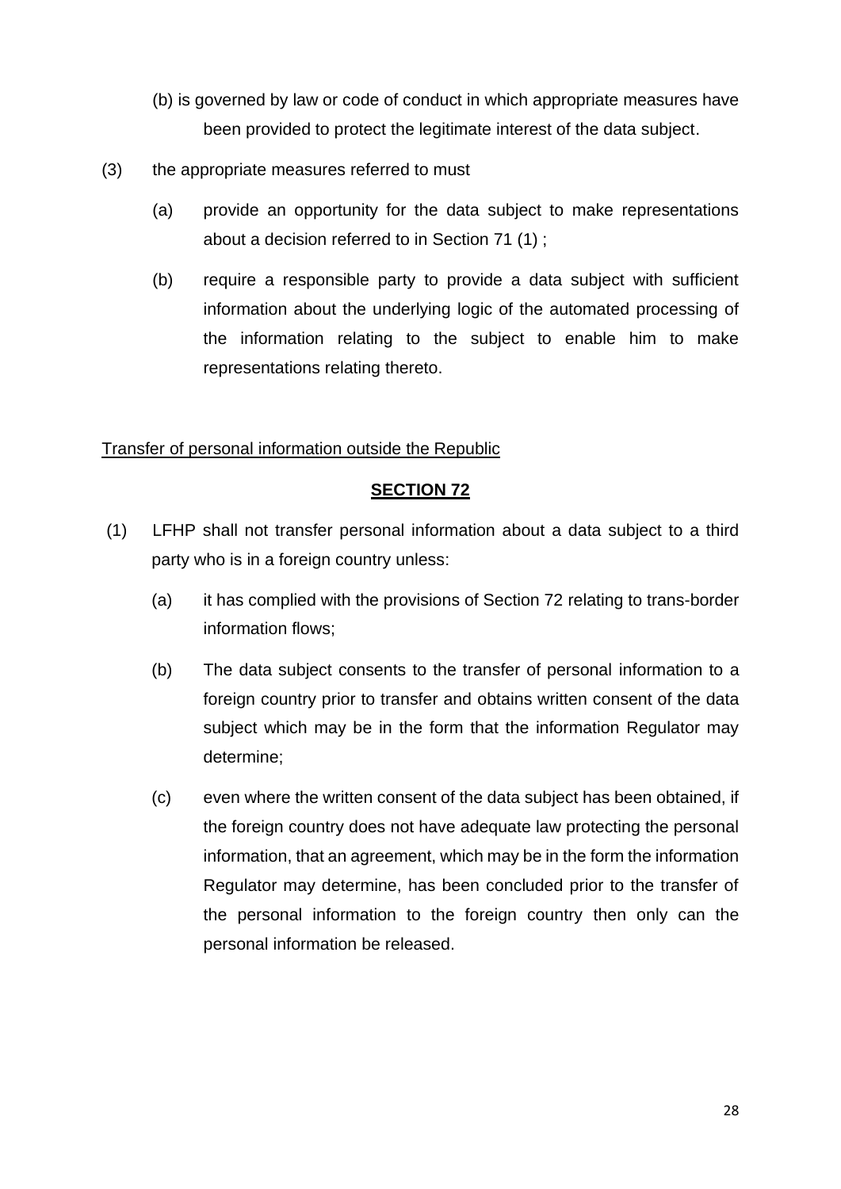(b) is governed by law or code of conduct in which appropriate measures have been provided to protect the legitimate interest of the data subject.

(3) the appropriate measures referred to must

(a) provide an opportunity for the data subject to make representations about a decision referred to in Section 71 (1) ;

(b) require a responsible party to provide a data subject with sufficient information about the underlying logic of the automated processing of the information relating to the subject to enable him to make representations relating thereto.

<u>Transfer of personal information outside the Republic</u>

**SECTION 72**

(1) LFHP shall not transfer personal information about a data subject to a third party who is in a foreign country unless:

(a) it has complied with the provisions of Section 72 relating to trans-border information flows;

(b) The data subject consents to the transfer of personal information to a foreign country prior to transfer and obtains written consent of the data subject which may be in the form that the information Regulator may determine;

(c) even where the written consent of the data subject has been obtained, if the foreign country does not have adequate law protecting the personal information, that an agreement, which may be in the form the information Regulator may determine, has been concluded prior to the transfer of the personal information to the foreign country then only can the personal information be released.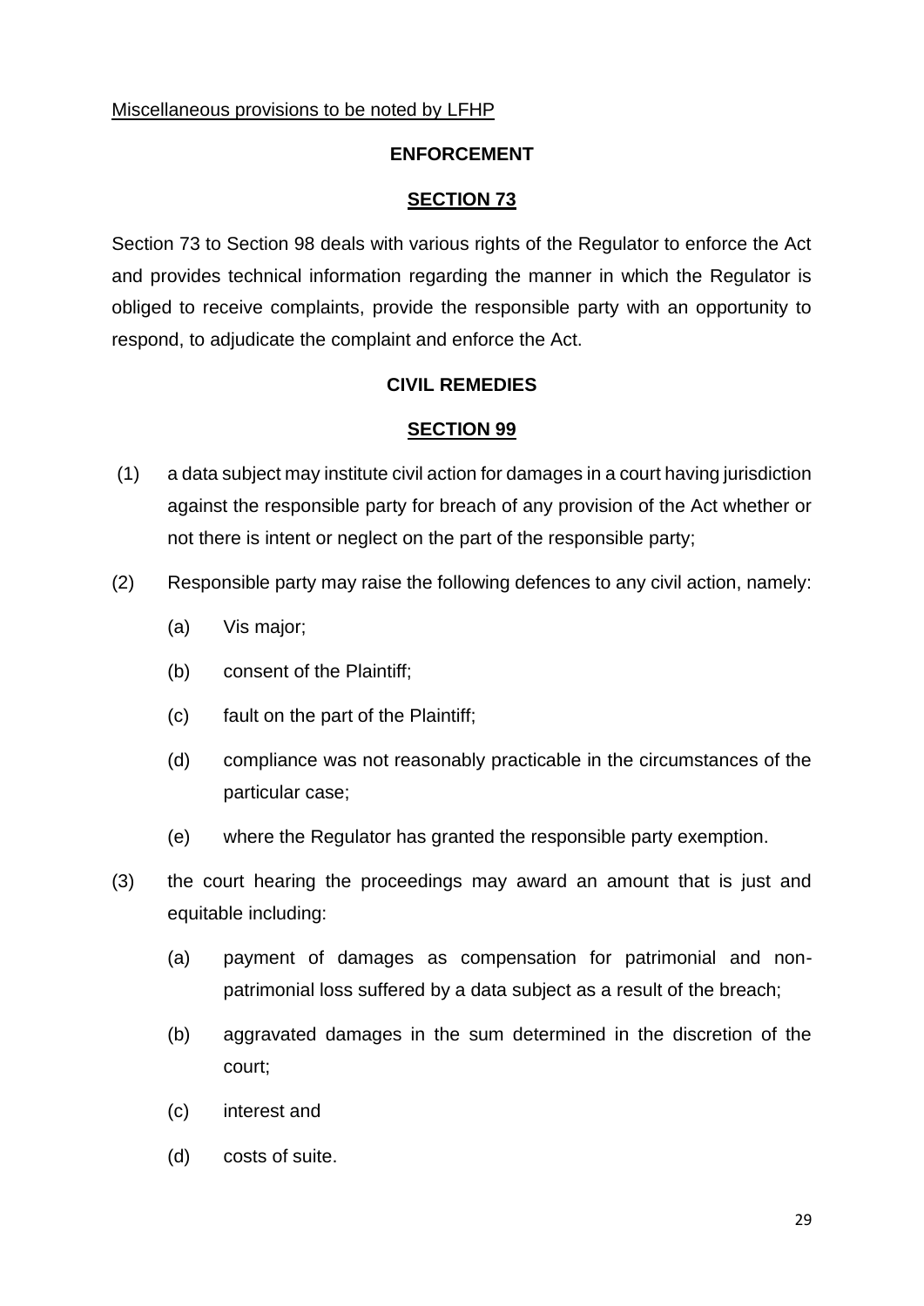<u>Miscellaneous provisions to be noted by LFHP</u>

**ENFORCEMENT**

**<u>SECTION 73</u>**

Section 73 to Section 98 deals with various rights of the Regulator to enforce the Act and provides technical information regarding the manner in which the Regulator is obliged to receive complaints, provide the responsible party with an opportunity to respond, to adjudicate the complaint and enforce the Act.

**CIVIL REMEDIES**

**<u>SECTION 99</u>**

(1) a data subject may institute civil action for damages in a court having jurisdiction against the responsible party for breach of any provision of the Act whether or not there is intent or neglect on the part of the responsible party;

(2) Responsible party may raise the following defences to any civil action, namely:

   (a) Vis major;

   (b) consent of the Plaintiff;

   (c) fault on the part of the Plaintiff;

   (d) compliance was not reasonably practicable in the circumstances of the particular case;

   (e) where the Regulator has granted the responsible party exemption.

(3) the court hearing the proceedings may award an amount that is just and equitable including:

   (a) payment of damages as compensation for patrimonial and non-patrimonial loss suffered by a data subject as a result of the breach;

   (b) aggravated damages in the sum determined in the discretion of the court;

   (c) interest and

   (d) costs of suite.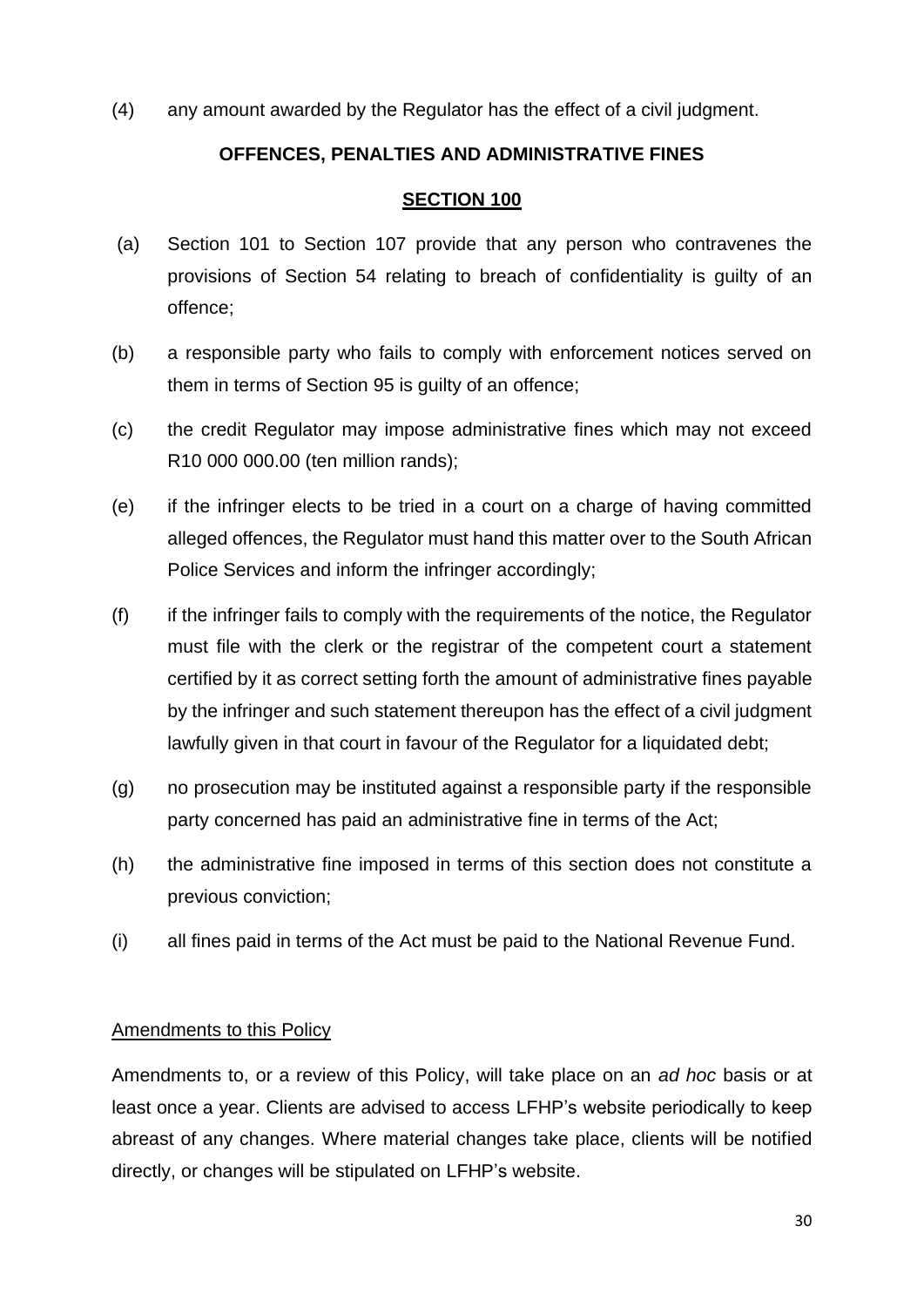(4) any amount awarded by the Regulator has the effect of a civil judgment.

## OFFENCES, PENALTIES AND ADMINISTRATIVE FINES

### SECTION 100

(a) Section 101 to Section 107 provide that any person who contravenes the provisions of Section 54 relating to breach of confidentiality is guilty of an offence;

(b) a responsible party who fails to comply with enforcement notices served on them in terms of Section 95 is guilty of an offence;

(c) the credit Regulator may impose administrative fines which may not exceed R10 000 000.00 (ten million rands);

(e) if the infringer elects to be tried in a court on a charge of having committed alleged offences, the Regulator must hand this matter over to the South African Police Services and inform the infringer accordingly;

(f) if the infringer fails to comply with the requirements of the notice, the Regulator must file with the clerk or the registrar of the competent court a statement certified by it as correct setting forth the amount of administrative fines payable by the infringer and such statement thereupon has the effect of a civil judgment lawfully given in that court in favour of the Regulator for a liquidated debt;

(g) no prosecution may be instituted against a responsible party if the responsible party concerned has paid an administrative fine in terms of the Act;

(h) the administrative fine imposed in terms of this section does not constitute a previous conviction;

(i) all fines paid in terms of the Act must be paid to the National Revenue Fund.

## Amendments to this Policy

Amendments to, or a review of this Policy, will take place on an *ad hoc* basis or at least once a year. Clients are advised to access LFHP's website periodically to keep abreast of any changes. Where material changes take place, clients will be notified directly, or changes will be stipulated on LFHP's website.